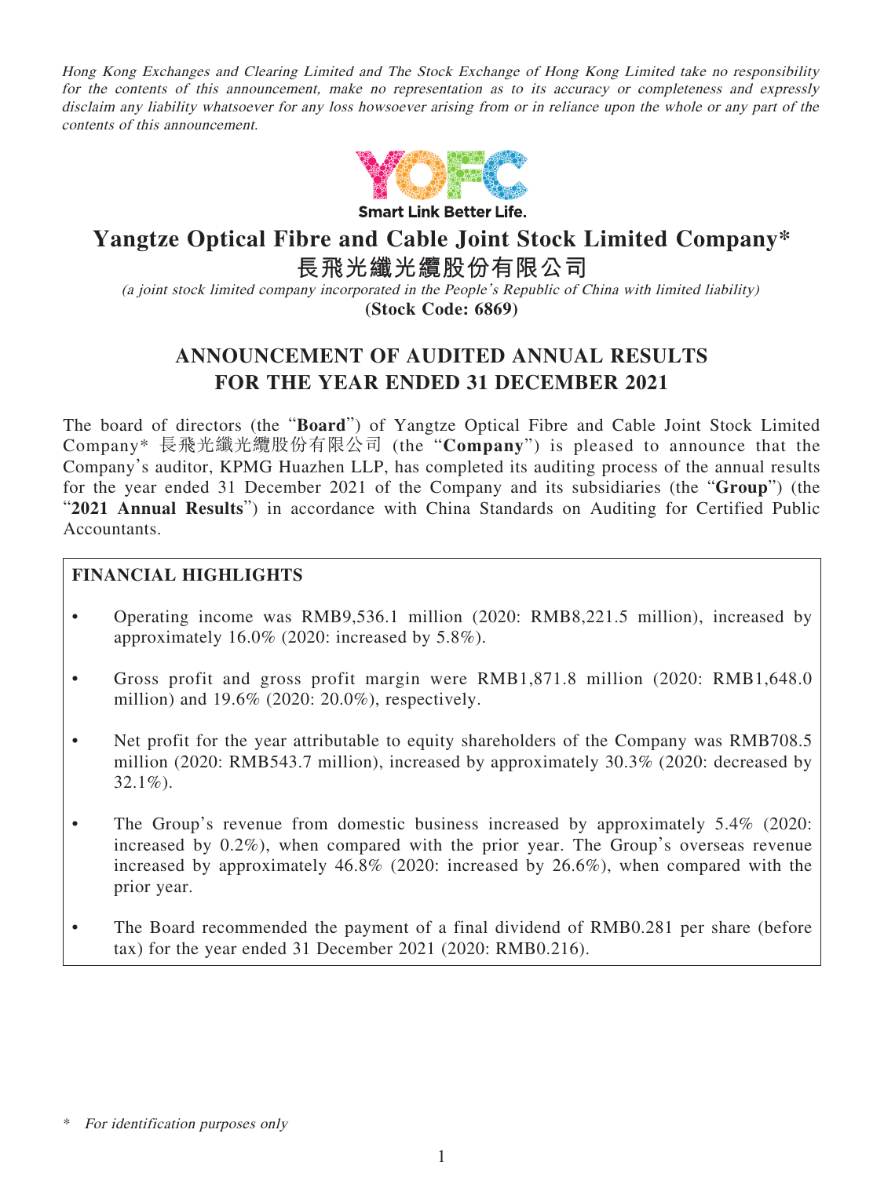*Hong Kong Exchanges and Clearing Limited and The Stock Exchange of Hong Kong Limited take no responsibility for the contents of this announcement, make no representation as to its accuracy or completeness and expressly disclaim any liability whatsoever for any loss howsoever arising from or in reliance upon the whole or any part of the contents of this announcement.*

Smart Link Better Life.

# Yangtze Optical Fibre and Cable Joint Stock Limited Company*
# 長飛光纖光纜股份有限公司

*(a joint stock limited company incorporated in the People's Republic of China with limited liability)*

**(Stock Code: 6869)**

## ANNOUNCEMENT OF AUDITED ANNUAL RESULTS FOR THE YEAR ENDED 31 DECEMBER 2021

The board of directors (the "**Board**") of Yangtze Optical Fibre and Cable Joint Stock Limited Company* 長飛光纖光纜股份有限公司 (the "**Company**") is pleased to announce that the Company's auditor, KPMG Huazhen LLP, has completed its auditing process of the annual results for the year ended 31 December 2021 of the Company and its subsidiaries (the "**Group**") (the "**2021 Annual Results**") in accordance with China Standards on Auditing for Certified Public Accountants.

**FINANCIAL HIGHLIGHTS**

- Operating income was RMB9,536.1 million (2020: RMB8,221.5 million), increased by approximately 16.0% (2020: increased by 5.8%).
- Gross profit and gross profit margin were RMB1,871.8 million (2020: RMB1,648.0 million) and 19.6% (2020: 20.0%), respectively.
- Net profit for the year attributable to equity shareholders of the Company was RMB708.5 million (2020: RMB543.7 million), increased by approximately 30.3% (2020: decreased by 32.1%).
- The Group's revenue from domestic business increased by approximately 5.4% (2020: increased by 0.2%), when compared with the prior year. The Group's overseas revenue increased by approximately 46.8% (2020: increased by 26.6%), when compared with the prior year.
- The Board recommended the payment of a final dividend of RMB0.281 per share (before tax) for the year ended 31 December 2021 (2020: RMB0.216).

\* *For identification purposes only*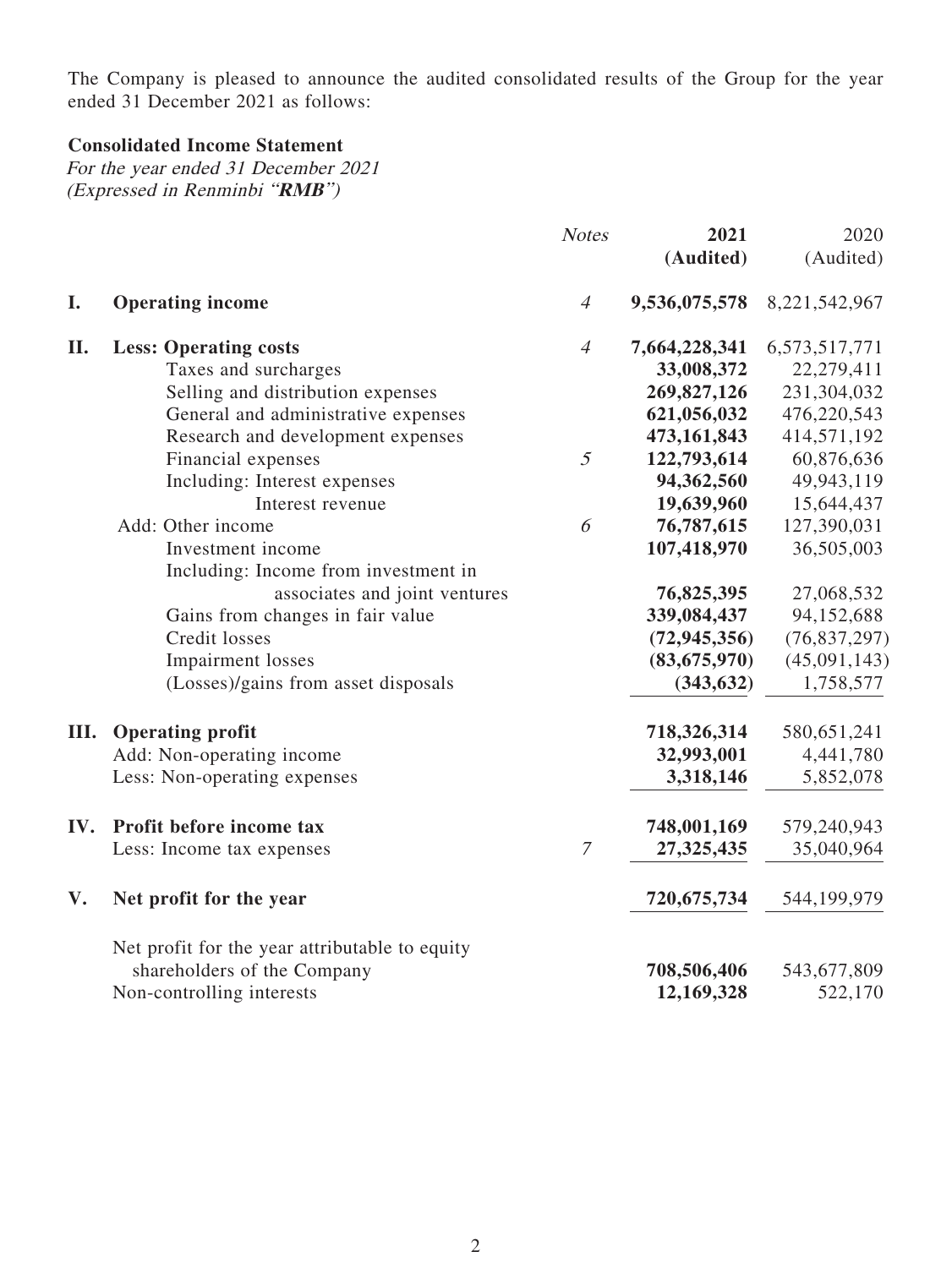The Company is pleased to announce the audited consolidated results of the Group for the year ended 31 December 2021 as follows:

**Consolidated Income Statement**

*For the year ended 31 December 2021*
*(Expressed in Renminbi "**RMB**")*

| | | *Notes* | **2021 (Audited)** | 2020 (Audited) |
|---|---|---|---|---|
| **I.** | **Operating income** | *4* | **9,536,075,578** | 8,221,542,967 |
| **II.** | **Less: Operating costs** | *4* | **7,664,228,341** | 6,573,517,771 |
| | Taxes and surcharges | | **33,008,372** | 22,279,411 |
| | Selling and distribution expenses | | **269,827,126** | 231,304,032 |
| | General and administrative expenses | | **621,056,032** | 476,220,543 |
| | Research and development expenses | | **473,161,843** | 414,571,192 |
| | Financial expenses | *5* | **122,793,614** | 60,876,636 |
| | Including: Interest expenses | | **94,362,560** | 49,943,119 |
| | Interest revenue | | **19,639,960** | 15,644,437 |
| | Add: Other income | *6* | **76,787,615** | 127,390,031 |
| | Investment income | | **107,418,970** | 36,505,003 |
| | Including: Income from investment in associates and joint ventures | | **76,825,395** | 27,068,532 |
| | Gains from changes in fair value | | **339,084,437** | 94,152,688 |
| | Credit losses | | **(72,945,356)** | (76,837,297) |
| | Impairment losses | | **(83,675,970)** | (45,091,143) |
| | (Losses)/gains from asset disposals | | **(343,632)** | 1,758,577 |
| **III.** | **Operating profit** | | **718,326,314** | 580,651,241 |
| | Add: Non-operating income | | **32,993,001** | 4,441,780 |
| | Less: Non-operating expenses | | **3,318,146** | 5,852,078 |
| **IV.** | **Profit before income tax** | | **748,001,169** | 579,240,943 |
| | Less: Income tax expenses | *7* | **27,325,435** | 35,040,964 |
| **V.** | **Net profit for the year** | | **720,675,734** | 544,199,979 |
| | Net profit for the year attributable to equity shareholders of the Company | | **708,506,406** | 543,677,809 |
| | Non-controlling interests | | **12,169,328** | 522,170 |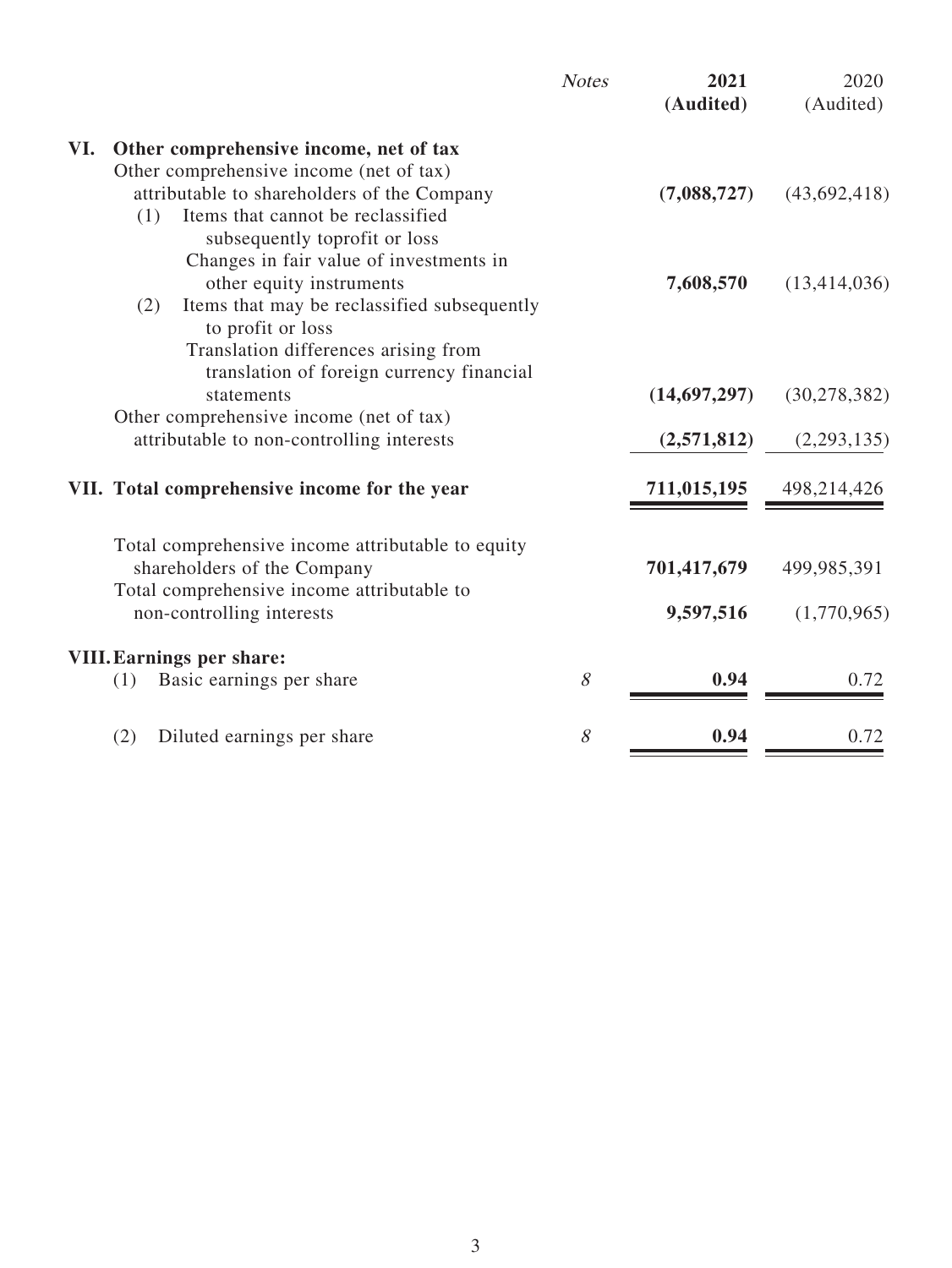| | Notes | **2021** **(Audited)** | 2020 (Audited) |
|---|---|---|---|
| **VI. Other comprehensive income, net of tax** | | | |
| Other comprehensive income (net of tax) attributable to shareholders of the Company | | **(7,088,727)** | (43,692,418) |
| (1) Items that cannot be reclassified subsequently toprofit or loss | | | |
| Changes in fair value of investments in other equity instruments | | **7,608,570** | (13,414,036) |
| (2) Items that may be reclassified subsequently to profit or loss | | | |
| Translation differences arising from translation of foreign currency financial statements | | **(14,697,297)** | (30,278,382) |
| Other comprehensive income (net of tax) attributable to non-controlling interests | | **(2,571,812)** | (2,293,135) |
| **VII. Total comprehensive income for the year** | | **711,015,195** | 498,214,426 |
| Total comprehensive income attributable to equity shareholders of the Company | | **701,417,679** | 499,985,391 |
| Total comprehensive income attributable to non-controlling interests | | **9,597,516** | (1,770,965) |
| **VIII. Earnings per share:** | | | |
| (1) Basic earnings per share | *8* | **0.94** | 0.72 |
| (2) Diluted earnings per share | *8* | **0.94** | 0.72 |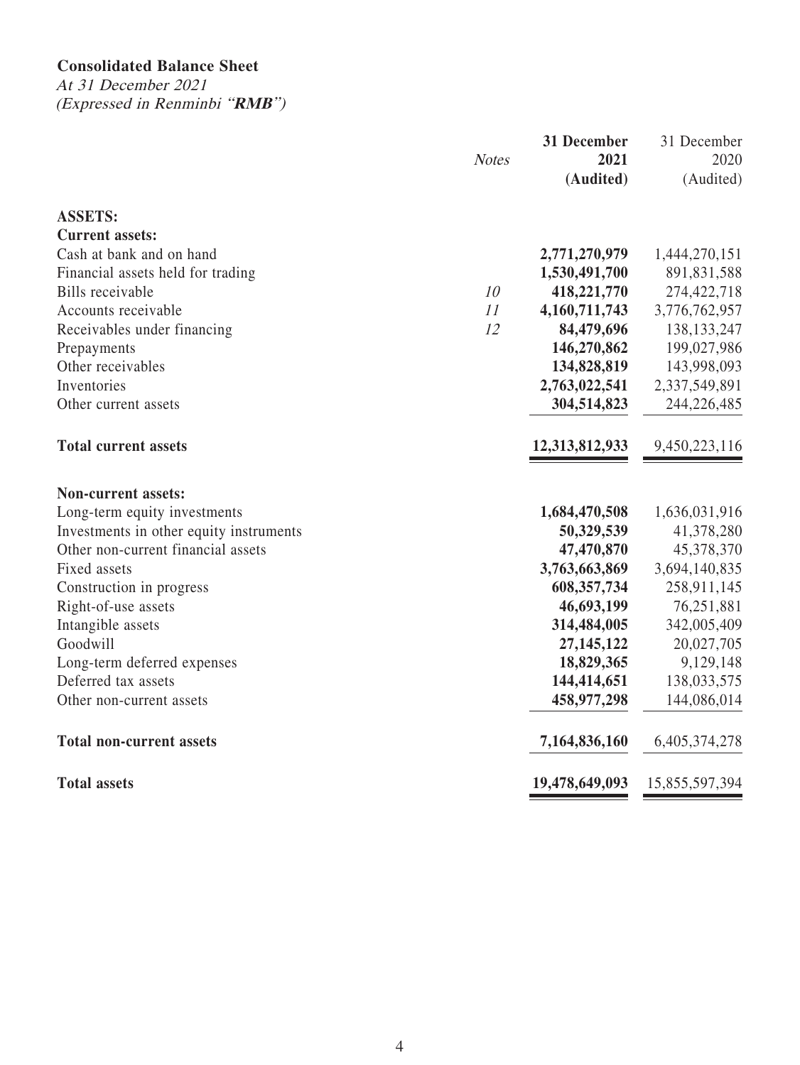**Consolidated Balance Sheet**

*At 31 December 2021*
*(Expressed in Renminbi "**RMB**")*

| | *Notes* | **31 December 2021 (Audited)** | 31 December 2020 (Audited) |
|---|---|---|---|
| **ASSETS:** | | | |
| **Current assets:** | | | |
| Cash at bank and on hand | | **2,771,270,979** | 1,444,270,151 |
| Financial assets held for trading | | **1,530,491,700** | 891,831,588 |
| Bills receivable | *10* | **418,221,770** | 274,422,718 |
| Accounts receivable | *11* | **4,160,711,743** | 3,776,762,957 |
| Receivables under financing | *12* | **84,479,696** | 138,133,247 |
| Prepayments | | **146,270,862** | 199,027,986 |
| Other receivables | | **134,828,819** | 143,998,093 |
| Inventories | | **2,763,022,541** | 2,337,549,891 |
| Other current assets | | **304,514,823** | 244,226,485 |
| **Total current assets** | | **12,313,812,933** | 9,450,223,116 |
| **Non-current assets:** | | | |
| Long-term equity investments | | **1,684,470,508** | 1,636,031,916 |
| Investments in other equity instruments | | **50,329,539** | 41,378,280 |
| Other non-current financial assets | | **47,470,870** | 45,378,370 |
| Fixed assets | | **3,763,663,869** | 3,694,140,835 |
| Construction in progress | | **608,357,734** | 258,911,145 |
| Right-of-use assets | | **46,693,199** | 76,251,881 |
| Intangible assets | | **314,484,005** | 342,005,409 |
| Goodwill | | **27,145,122** | 20,027,705 |
| Long-term deferred expenses | | **18,829,365** | 9,129,148 |
| Deferred tax assets | | **144,414,651** | 138,033,575 |
| Other non-current assets | | **458,977,298** | 144,086,014 |
| **Total non-current assets** | | **7,164,836,160** | 6,405,374,278 |
| **Total assets** | | **19,478,649,093** | 15,855,597,394 |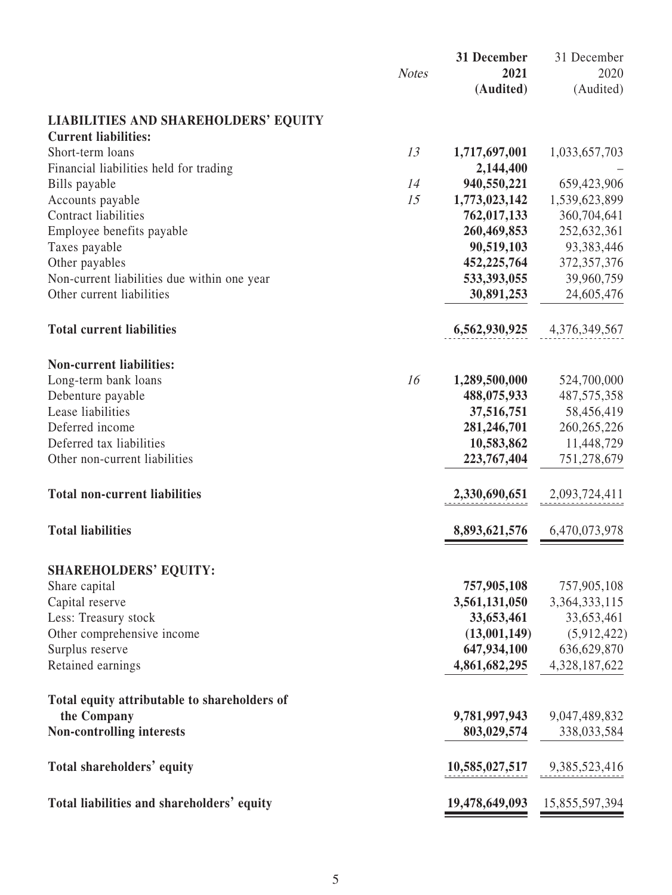| | *Notes* | **31 December 2021 (Audited)** | 31 December 2020 (Audited) |
|---|---|---|---|
| **LIABILITIES AND SHAREHOLDERS' EQUITY** | | | |
| **Current liabilities:** | | | |
| Short-term loans | *13* | **1,717,697,001** | 1,033,657,703 |
| Financial liabilities held for trading | | **2,144,400** | – |
| Bills payable | *14* | **940,550,221** | 659,423,906 |
| Accounts payable | *15* | **1,773,023,142** | 1,539,623,899 |
| Contract liabilities | | **762,017,133** | 360,704,641 |
| Employee benefits payable | | **260,469,853** | 252,632,361 |
| Taxes payable | | **90,519,103** | 93,383,446 |
| Other payables | | **452,225,764** | 372,357,376 |
| Non-current liabilities due within one year | | **533,393,055** | 39,960,759 |
| Other current liabilities | | **30,891,253** | 24,605,476 |
| **Total current liabilities** | | **6,562,930,925** | 4,376,349,567 |
| **Non-current liabilities:** | | | |
| Long-term bank loans | *16* | **1,289,500,000** | 524,700,000 |
| Debenture payable | | **488,075,933** | 487,575,358 |
| Lease liabilities | | **37,516,751** | 58,456,419 |
| Deferred income | | **281,246,701** | 260,265,226 |
| Deferred tax liabilities | | **10,583,862** | 11,448,729 |
| Other non-current liabilities | | **223,767,404** | 751,278,679 |
| **Total non-current liabilities** | | **2,330,690,651** | 2,093,724,411 |
| **Total liabilities** | | **8,893,621,576** | 6,470,073,978 |
| **SHAREHOLDERS' EQUITY:** | | | |
| Share capital | | **757,905,108** | 757,905,108 |
| Capital reserve | | **3,561,131,050** | 3,364,333,115 |
| Less: Treasury stock | | **33,653,461** | 33,653,461 |
| Other comprehensive income | | **(13,001,149)** | (5,912,422) |
| Surplus reserve | | **647,934,100** | 636,629,870 |
| Retained earnings | | **4,861,682,295** | 4,328,187,622 |
| **Total equity attributable to shareholders of the Company** | | **9,781,997,943** | 9,047,489,832 |
| **Non-controlling interests** | | **803,029,574** | 338,033,584 |
| **Total shareholders' equity** | | **10,585,027,517** | 9,385,523,416 |
| **Total liabilities and shareholders' equity** | | **19,478,649,093** | 15,855,597,394 |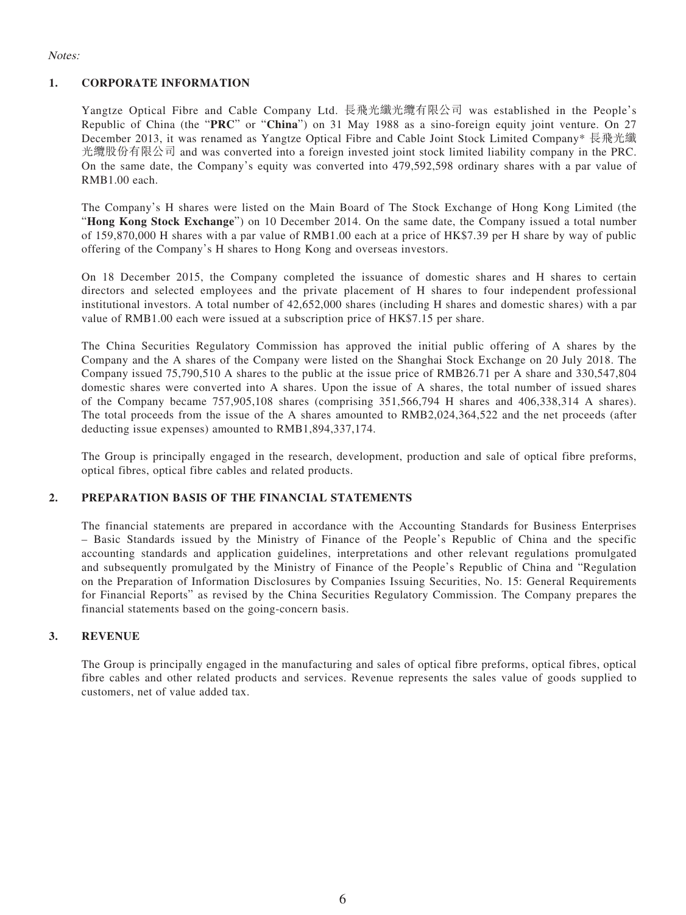*Notes:*

## 1. CORPORATE INFORMATION

Yangtze Optical Fibre and Cable Company Ltd. 長飛光纖光纜有限公司 was established in the People's Republic of China (the "**PRC**" or "**China**") on 31 May 1988 as a sino-foreign equity joint venture. On 27 December 2013, it was renamed as Yangtze Optical Fibre and Cable Joint Stock Limited Company* 長飛光纖光纜股份有限公司 and was converted into a foreign invested joint stock limited liability company in the PRC. On the same date, the Company's equity was converted into 479,592,598 ordinary shares with a par value of RMB1.00 each.

The Company's H shares were listed on the Main Board of The Stock Exchange of Hong Kong Limited (the "**Hong Kong Stock Exchange**") on 10 December 2014. On the same date, the Company issued a total number of 159,870,000 H shares with a par value of RMB1.00 each at a price of HK$7.39 per H share by way of public offering of the Company's H shares to Hong Kong and overseas investors.

On 18 December 2015, the Company completed the issuance of domestic shares and H shares to certain directors and selected employees and the private placement of H shares to four independent professional institutional investors. A total number of 42,652,000 shares (including H shares and domestic shares) with a par value of RMB1.00 each were issued at a subscription price of HK$7.15 per share.

The China Securities Regulatory Commission has approved the initial public offering of A shares by the Company and the A shares of the Company were listed on the Shanghai Stock Exchange on 20 July 2018. The Company issued 75,790,510 A shares to the public at the issue price of RMB26.71 per A share and 330,547,804 domestic shares were converted into A shares. Upon the issue of A shares, the total number of issued shares of the Company became 757,905,108 shares (comprising 351,566,794 H shares and 406,338,314 A shares). The total proceeds from the issue of the A shares amounted to RMB2,024,364,522 and the net proceeds (after deducting issue expenses) amounted to RMB1,894,337,174.

The Group is principally engaged in the research, development, production and sale of optical fibre preforms, optical fibres, optical fibre cables and related products.

## 2. PREPARATION BASIS OF THE FINANCIAL STATEMENTS

The financial statements are prepared in accordance with the Accounting Standards for Business Enterprises – Basic Standards issued by the Ministry of Finance of the People's Republic of China and the specific accounting standards and application guidelines, interpretations and other relevant regulations promulgated and subsequently promulgated by the Ministry of Finance of the People's Republic of China and "Regulation on the Preparation of Information Disclosures by Companies Issuing Securities, No. 15: General Requirements for Financial Reports" as revised by the China Securities Regulatory Commission. The Company prepares the financial statements based on the going-concern basis.

## 3. REVENUE

The Group is principally engaged in the manufacturing and sales of optical fibre preforms, optical fibres, optical fibre cables and other related products and services. Revenue represents the sales value of goods supplied to customers, net of value added tax.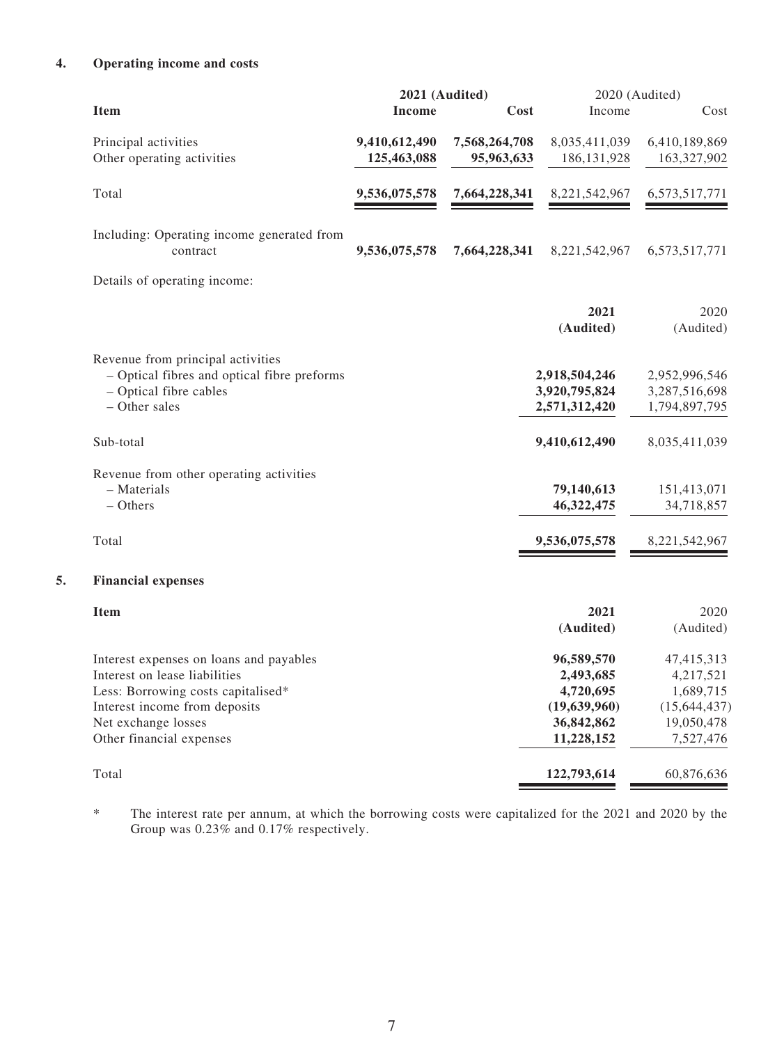## 4. Operating income and costs

| Item | 2021 (Audited) | | 2020 (Audited) | |
|---|---|---|---|---|
| | **Income** | **Cost** | Income | Cost |
| Principal activities | **9,410,612,490** | **7,568,264,708** | 8,035,411,039 | 6,410,189,869 |
| Other operating activities | **125,463,088** | **95,963,633** | 186,131,928 | 163,327,902 |
| Total | **9,536,075,578** | **7,664,228,341** | 8,221,542,967 | 6,573,517,771 |
| Including: Operating income generated from contract | **9,536,075,578** | **7,664,228,341** | 8,221,542,967 | 6,573,517,771 |

Details of operating income:

| | 2021 (Audited) | 2020 (Audited) |
|---|---|---|
| Revenue from principal activities | | |
| – Optical fibres and optical fibre preforms | **2,918,504,246** | 2,952,996,546 |
| – Optical fibre cables | **3,920,795,824** | 3,287,516,698 |
| – Other sales | **2,571,312,420** | 1,794,897,795 |
| Sub-total | **9,410,612,490** | 8,035,411,039 |
| Revenue from other operating activities | | |
| – Materials | **79,140,613** | 151,413,071 |
| – Others | **46,322,475** | 34,718,857 |
| Total | **9,536,075,578** | 8,221,542,967 |

## 5. Financial expenses

| Item | 2021 (Audited) | 2020 (Audited) |
|---|---|---|
| Interest expenses on loans and payables | **96,589,570** | 47,415,313 |
| Interest on lease liabilities | **2,493,685** | 4,217,521 |
| Less: Borrowing costs capitalised* | **4,720,695** | 1,689,715 |
| Interest income from deposits | **(19,639,960)** | (15,644,437) |
| Net exchange losses | **36,842,862** | 19,050,478 |
| Other financial expenses | **11,228,152** | 7,527,476 |
| Total | **122,793,614** | 60,876,636 |

\* The interest rate per annum, at which the borrowing costs were capitalized for the 2021 and 2020 by the Group was 0.23% and 0.17% respectively.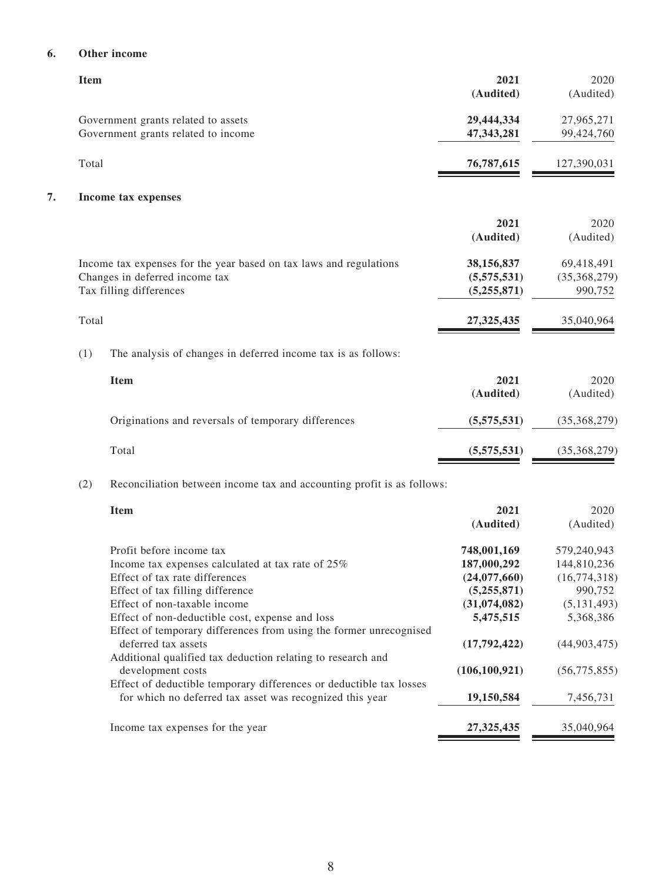## 6. Other income

| Item | 2021 (Audited) | 2020 (Audited) |
|---|---|---|
| Government grants related to assets | **29,444,334** | 27,965,271 |
| Government grants related to income | **47,343,281** | 99,424,760 |
| Total | **76,787,615** | 127,390,031 |

## 7. Income tax expenses

| | 2021 (Audited) | 2020 (Audited) |
|---|---|---|
| Income tax expenses for the year based on tax laws and regulations | **38,156,837** | 69,418,491 |
| Changes in deferred income tax | **(5,575,531)** | (35,368,279) |
| Tax filling differences | **(5,255,871)** | 990,752 |
| Total | **27,325,435** | 35,040,964 |

(1) The analysis of changes in deferred income tax is as follows:

| Item | 2021 (Audited) | 2020 (Audited) |
|---|---|---|
| Originations and reversals of temporary differences | **(5,575,531)** | (35,368,279) |
| Total | **(5,575,531)** | (35,368,279) |

(2) Reconciliation between income tax and accounting profit is as follows:

| Item | 2021 (Audited) | 2020 (Audited) |
|---|---|---|
| Profit before income tax | **748,001,169** | 579,240,943 |
| Income tax expenses calculated at tax rate of 25% | **187,000,292** | 144,810,236 |
| Effect of tax rate differences | **(24,077,660)** | (16,774,318) |
| Effect of tax filling difference | **(5,255,871)** | 990,752 |
| Effect of non-taxable income | **(31,074,082)** | (5,131,493) |
| Effect of non-deductible cost, expense and loss | **5,475,515** | 5,368,386 |
| Effect of temporary differences from using the former unrecognised deferred tax assets | **(17,792,422)** | (44,903,475) |
| Additional qualified tax deduction relating to research and development costs | **(106,100,921)** | (56,775,855) |
| Effect of deductible temporary differences or deductible tax losses for which no deferred tax asset was recognized this year | **19,150,584** | 7,456,731 |
| Income tax expenses for the year | **27,325,435** | 35,040,964 |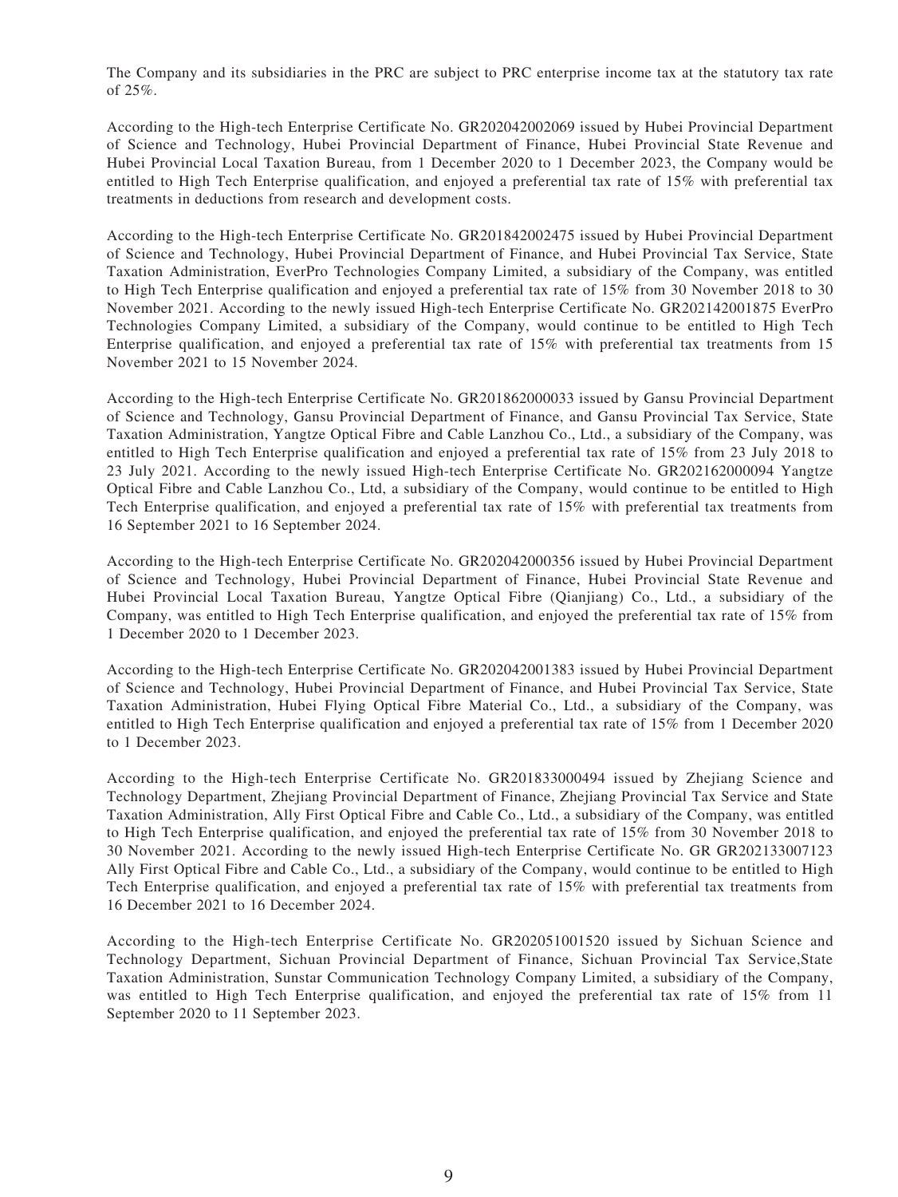The Company and its subsidiaries in the PRC are subject to PRC enterprise income tax at the statutory tax rate of 25%.

According to the High-tech Enterprise Certificate No. GR202042002069 issued by Hubei Provincial Department of Science and Technology, Hubei Provincial Department of Finance, Hubei Provincial State Revenue and Hubei Provincial Local Taxation Bureau, from 1 December 2020 to 1 December 2023, the Company would be entitled to High Tech Enterprise qualification, and enjoyed a preferential tax rate of 15% with preferential tax treatments in deductions from research and development costs.

According to the High-tech Enterprise Certificate No. GR201842002475 issued by Hubei Provincial Department of Science and Technology, Hubei Provincial Department of Finance, and Hubei Provincial Tax Service, State Taxation Administration, EverPro Technologies Company Limited, a subsidiary of the Company, was entitled to High Tech Enterprise qualification and enjoyed a preferential tax rate of 15% from 30 November 2018 to 30 November 2021. According to the newly issued High-tech Enterprise Certificate No. GR202142001875 EverPro Technologies Company Limited, a subsidiary of the Company, would continue to be entitled to High Tech Enterprise qualification, and enjoyed a preferential tax rate of 15% with preferential tax treatments from 15 November 2021 to 15 November 2024.

According to the High-tech Enterprise Certificate No. GR201862000033 issued by Gansu Provincial Department of Science and Technology, Gansu Provincial Department of Finance, and Gansu Provincial Tax Service, State Taxation Administration, Yangtze Optical Fibre and Cable Lanzhou Co., Ltd., a subsidiary of the Company, was entitled to High Tech Enterprise qualification and enjoyed a preferential tax rate of 15% from 23 July 2018 to 23 July 2021. According to the newly issued High-tech Enterprise Certificate No. GR202162000094 Yangtze Optical Fibre and Cable Lanzhou Co., Ltd, a subsidiary of the Company, would continue to be entitled to High Tech Enterprise qualification, and enjoyed a preferential tax rate of 15% with preferential tax treatments from 16 September 2021 to 16 September 2024.

According to the High-tech Enterprise Certificate No. GR202042000356 issued by Hubei Provincial Department of Science and Technology, Hubei Provincial Department of Finance, Hubei Provincial State Revenue and Hubei Provincial Local Taxation Bureau, Yangtze Optical Fibre (Qianjiang) Co., Ltd., a subsidiary of the Company, was entitled to High Tech Enterprise qualification, and enjoyed the preferential tax rate of 15% from 1 December 2020 to 1 December 2023.

According to the High-tech Enterprise Certificate No. GR202042001383 issued by Hubei Provincial Department of Science and Technology, Hubei Provincial Department of Finance, and Hubei Provincial Tax Service, State Taxation Administration, Hubei Flying Optical Fibre Material Co., Ltd., a subsidiary of the Company, was entitled to High Tech Enterprise qualification and enjoyed a preferential tax rate of 15% from 1 December 2020 to 1 December 2023.

According to the High-tech Enterprise Certificate No. GR201833000494 issued by Zhejiang Science and Technology Department, Zhejiang Provincial Department of Finance, Zhejiang Provincial Tax Service and State Taxation Administration, Ally First Optical Fibre and Cable Co., Ltd., a subsidiary of the Company, was entitled to High Tech Enterprise qualification, and enjoyed the preferential tax rate of 15% from 30 November 2018 to 30 November 2021. According to the newly issued High-tech Enterprise Certificate No. GR GR202133007123 Ally First Optical Fibre and Cable Co., Ltd., a subsidiary of the Company, would continue to be entitled to High Tech Enterprise qualification, and enjoyed a preferential tax rate of 15% with preferential tax treatments from 16 December 2021 to 16 December 2024.

According to the High-tech Enterprise Certificate No. GR202051001520 issued by Sichuan Science and Technology Department, Sichuan Provincial Department of Finance, Sichuan Provincial Tax Service,State Taxation Administration, Sunstar Communication Technology Company Limited, a subsidiary of the Company, was entitled to High Tech Enterprise qualification, and enjoyed the preferential tax rate of 15% from 11 September 2020 to 11 September 2023.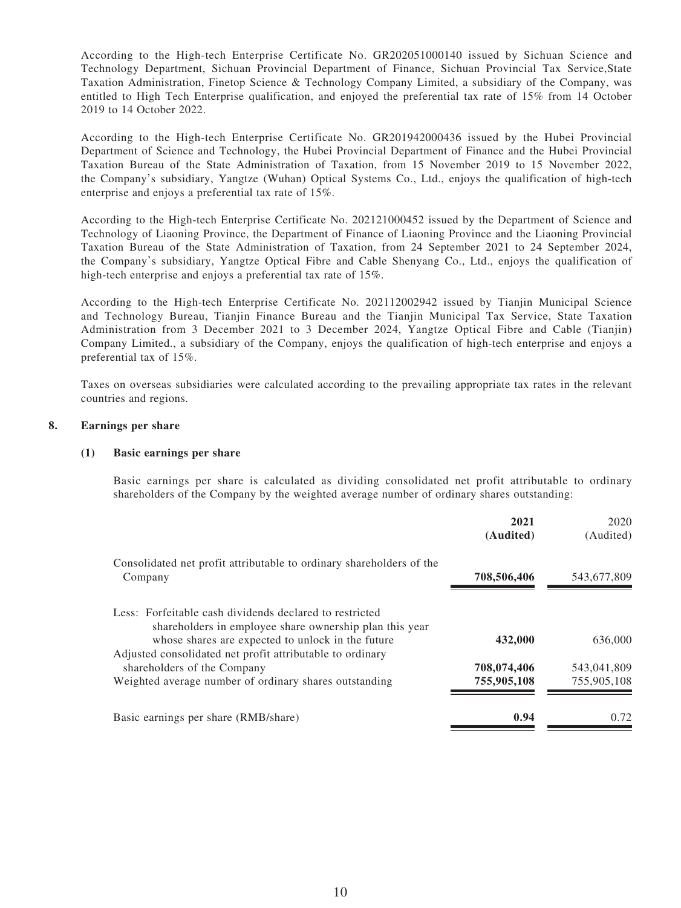According to the High-tech Enterprise Certificate No. GR202051000140 issued by Sichuan Science and Technology Department, Sichuan Provincial Department of Finance, Sichuan Provincial Tax Service,State Taxation Administration, Finetop Science & Technology Company Limited, a subsidiary of the Company, was entitled to High Tech Enterprise qualification, and enjoyed the preferential tax rate of 15% from 14 October 2019 to 14 October 2022.

According to the High-tech Enterprise Certificate No. GR201942000436 issued by the Hubei Provincial Department of Science and Technology, the Hubei Provincial Department of Finance and the Hubei Provincial Taxation Bureau of the State Administration of Taxation, from 15 November 2019 to 15 November 2022, the Company's subsidiary, Yangtze (Wuhan) Optical Systems Co., Ltd., enjoys the qualification of high-tech enterprise and enjoys a preferential tax rate of 15%.

According to the High-tech Enterprise Certificate No. 202121000452 issued by the Department of Science and Technology of Liaoning Province, the Department of Finance of Liaoning Province and the Liaoning Provincial Taxation Bureau of the State Administration of Taxation, from 24 September 2021 to 24 September 2024, the Company's subsidiary, Yangtze Optical Fibre and Cable Shenyang Co., Ltd., enjoys the qualification of high-tech enterprise and enjoys a preferential tax rate of 15%.

According to the High-tech Enterprise Certificate No. 202112002942 issued by Tianjin Municipal Science and Technology Bureau, Tianjin Finance Bureau and the Tianjin Municipal Tax Service, State Taxation Administration from 3 December 2021 to 3 December 2024, Yangtze Optical Fibre and Cable (Tianjin) Company Limited., a subsidiary of the Company, enjoys the qualification of high-tech enterprise and enjoys a preferential tax of 15%.

Taxes on overseas subsidiaries were calculated according to the prevailing appropriate tax rates in the relevant countries and regions.

## 8. Earnings per share

### (1) Basic earnings per share

Basic earnings per share is calculated as dividing consolidated net profit attributable to ordinary shareholders of the Company by the weighted average number of ordinary shares outstanding:

| | **2021 (Audited)** | 2020 (Audited) |
|---|---|---|
| Consolidated net profit attributable to ordinary shareholders of the Company | **708,506,406** | 543,677,809 |
| Less: Forfeitable cash dividends declared to restricted shareholders in employee share ownership plan this year whose shares are expected to unlock in the future | **432,000** | 636,000 |
| Adjusted consolidated net profit attributable to ordinary shareholders of the Company | **708,074,406** | 543,041,809 |
| Weighted average number of ordinary shares outstanding | **755,905,108** | 755,905,108 |
| Basic earnings per share (RMB/share) | **0.94** | 0.72 |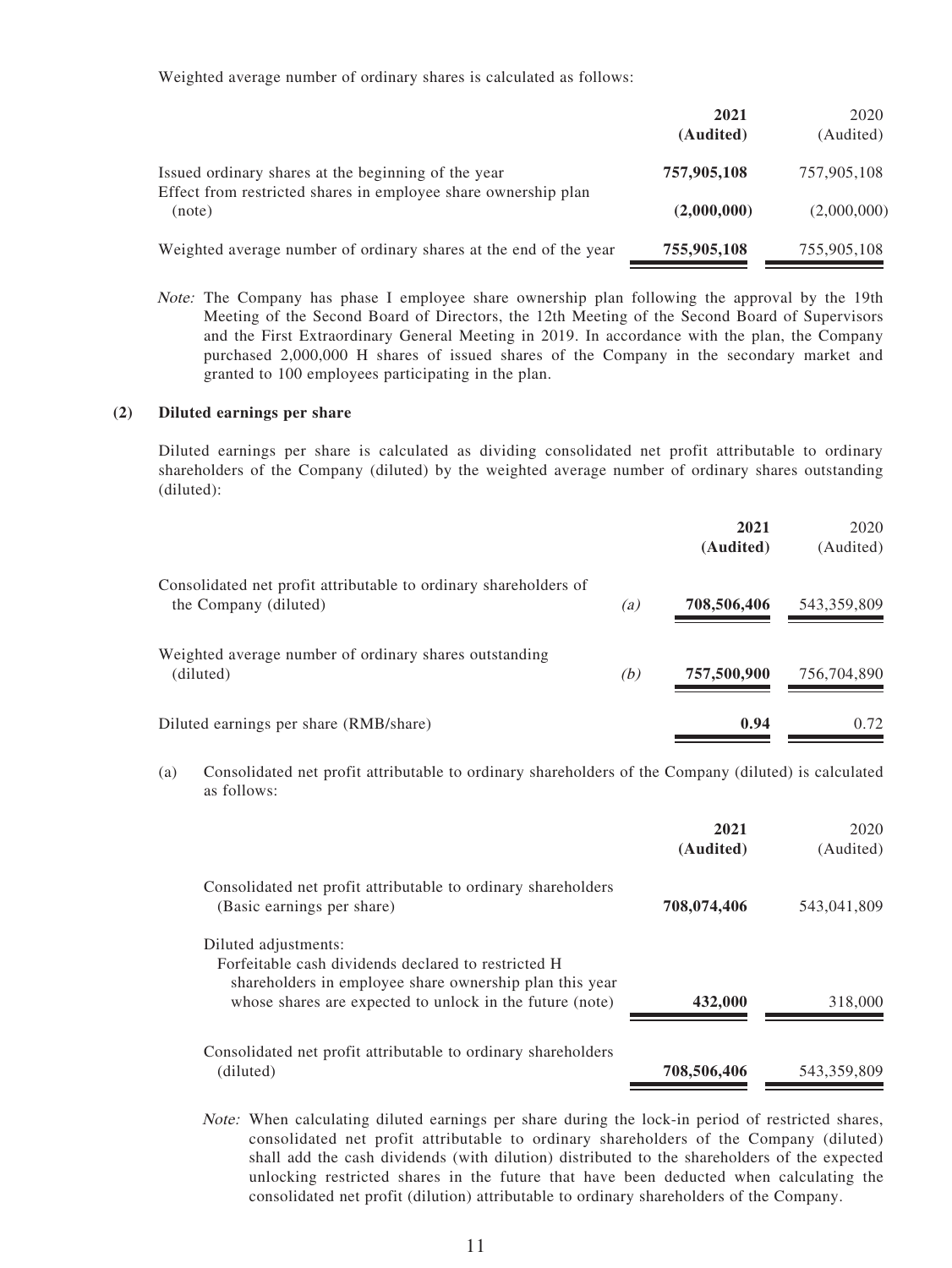Weighted average number of ordinary shares is calculated as follows:

| | **2021 (Audited)** | 2020 (Audited) |
|---|---|---|
| Issued ordinary shares at the beginning of the year | **757,905,108** | 757,905,108 |
| Effect from restricted shares in employee share ownership plan (note) | **(2,000,000)** | (2,000,000) |
| Weighted average number of ordinary shares at the end of the year | **755,905,108** | 755,905,108 |

*Note:* The Company has phase I employee share ownership plan following the approval by the 19th Meeting of the Second Board of Directors, the 12th Meeting of the Second Board of Supervisors and the First Extraordinary General Meeting in 2019. In accordance with the plan, the Company purchased 2,000,000 H shares of issued shares of the Company in the secondary market and granted to 100 employees participating in the plan.

**(2) Diluted earnings per share**

Diluted earnings per share is calculated as dividing consolidated net profit attributable to ordinary shareholders of the Company (diluted) by the weighted average number of ordinary shares outstanding (diluted):

| | | **2021 (Audited)** | 2020 (Audited) |
|---|---|---|---|
| Consolidated net profit attributable to ordinary shareholders of the Company (diluted) | *(a)* | **708,506,406** | 543,359,809 |
| Weighted average number of ordinary shares outstanding (diluted) | *(b)* | **757,500,900** | 756,704,890 |
| Diluted earnings per share (RMB/share) | | **0.94** | 0.72 |

(a) Consolidated net profit attributable to ordinary shareholders of the Company (diluted) is calculated as follows:

| | **2021 (Audited)** | 2020 (Audited) |
|---|---|---|
| Consolidated net profit attributable to ordinary shareholders (Basic earnings per share) | **708,074,406** | 543,041,809 |
| Diluted adjustments: | | |
| Forfeitable cash dividends declared to restricted H shareholders in employee share ownership plan this year whose shares are expected to unlock in the future (note) | **432,000** | 318,000 |
| Consolidated net profit attributable to ordinary shareholders (diluted) | **708,506,406** | 543,359,809 |

*Note:* When calculating diluted earnings per share during the lock-in period of restricted shares, consolidated net profit attributable to ordinary shareholders of the Company (diluted) shall add the cash dividends (with dilution) distributed to the shareholders of the expected unlocking restricted shares in the future that have been deducted when calculating the consolidated net profit (dilution) attributable to ordinary shareholders of the Company.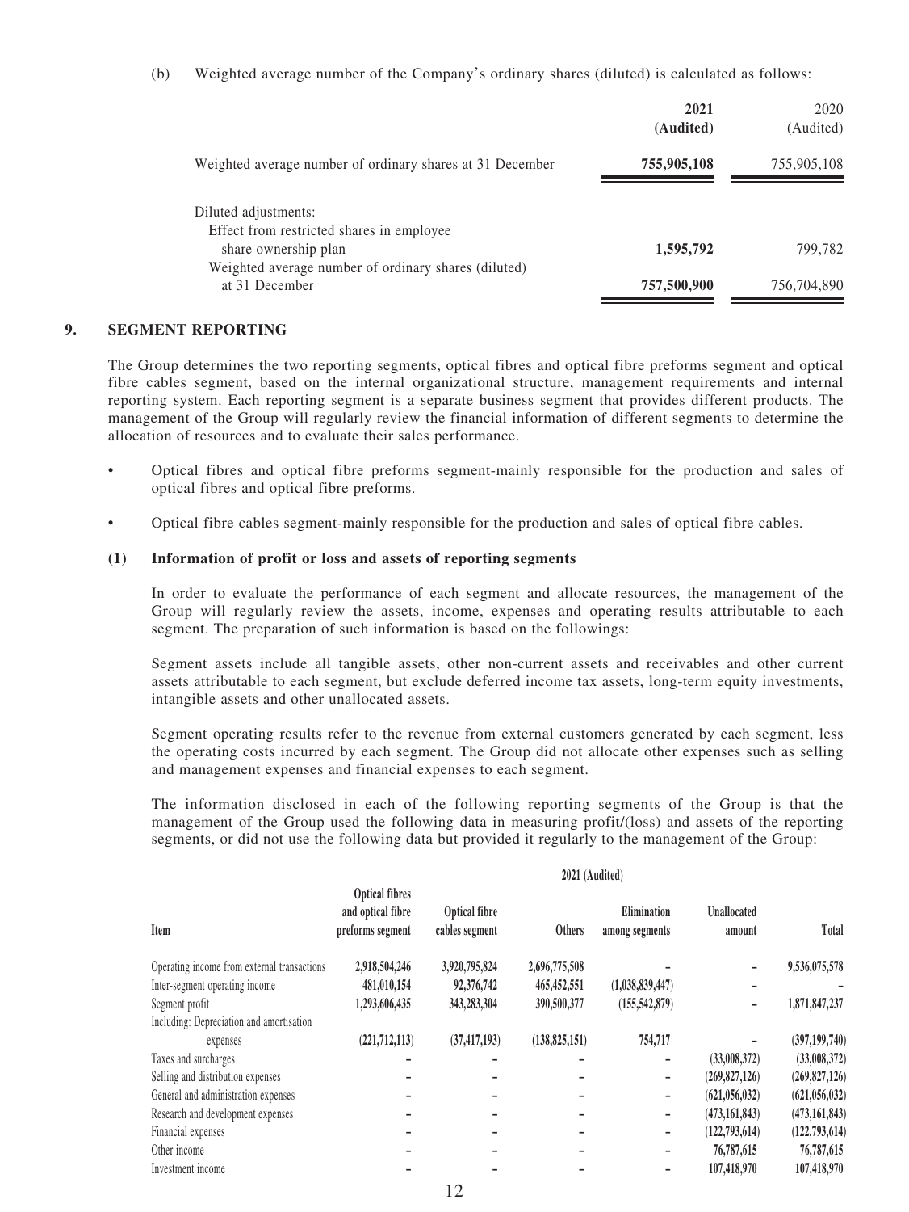(b) Weighted average number of the Company's ordinary shares (diluted) is calculated as follows:

| | **2021 (Audited)** | 2020 (Audited) |
|---|---|---|
| Weighted average number of ordinary shares at 31 December | **755,905,108** | 755,905,108 |
| Diluted adjustments: | | |
| Effect from restricted shares in employee share ownership plan | **1,595,792** | 799,782 |
| Weighted average number of ordinary shares (diluted) at 31 December | **757,500,900** | 756,704,890 |

## 9. SEGMENT REPORTING

The Group determines the two reporting segments, optical fibres and optical fibre preforms segment and optical fibre cables segment, based on the internal organizational structure, management requirements and internal reporting system. Each reporting segment is a separate business segment that provides different products. The management of the Group will regularly review the financial information of different segments to determine the allocation of resources and to evaluate their sales performance.

- Optical fibres and optical fibre preforms segment-mainly responsible for the production and sales of optical fibres and optical fibre preforms.
- Optical fibre cables segment-mainly responsible for the production and sales of optical fibre cables.

### (1) Information of profit or loss and assets of reporting segments

In order to evaluate the performance of each segment and allocate resources, the management of the Group will regularly review the assets, income, expenses and operating results attributable to each segment. The preparation of such information is based on the followings:

Segment assets include all tangible assets, other non-current assets and receivables and other current assets attributable to each segment, but exclude deferred income tax assets, long-term equity investments, intangible assets and other unallocated assets.

Segment operating results refer to the revenue from external customers generated by each segment, less the operating costs incurred by each segment. The Group did not allocate other expenses such as selling and management expenses and financial expenses to each segment.

The information disclosed in each of the following reporting segments of the Group is that the management of the Group used the following data in measuring profit/(loss) and assets of the reporting segments, or did not use the following data but provided it regularly to the management of the Group:

| | **2021 (Audited)** | | | | | |
|---|---|---|---|---|---|---|
| **Item** | **Optical fibres and optical fibre preforms segment** | **Optical fibre cables segment** | **Others** | **Elimination among segments** | **Unallocated amount** | **Total** |
| Operating income from external transactions | **2,918,504,246** | **3,920,795,824** | **2,696,775,508** | **–** | **–** | **9,536,075,578** |
| Inter-segment operating income | **481,010,154** | **92,376,742** | **465,452,551** | **(1,038,839,447)** | **–** | **–** |
| Segment profit | **1,293,606,435** | **343,283,304** | **390,500,377** | **(155,542,879)** | **–** | **1,871,847,237** |
| Including: Depreciation and amortisation expenses | **(221,712,113)** | **(37,417,193)** | **(138,825,151)** | **754,717** | **–** | **(397,199,740)** |
| Taxes and surcharges | **–** | **–** | **–** | **–** | **(33,008,372)** | **(33,008,372)** |
| Selling and distribution expenses | **–** | **–** | **–** | **–** | **(269,827,126)** | **(269,827,126)** |
| General and administration expenses | **–** | **–** | **–** | **–** | **(621,056,032)** | **(621,056,032)** |
| Research and development expenses | **–** | **–** | **–** | **–** | **(473,161,843)** | **(473,161,843)** |
| Financial expenses | **–** | **–** | **–** | **–** | **(122,793,614)** | **(122,793,614)** |
| Other income | **–** | **–** | **–** | **–** | **76,787,615** | **76,787,615** |
| Investment income | **–** | **–** | **–** | **–** | **107,418,970** | **107,418,970** |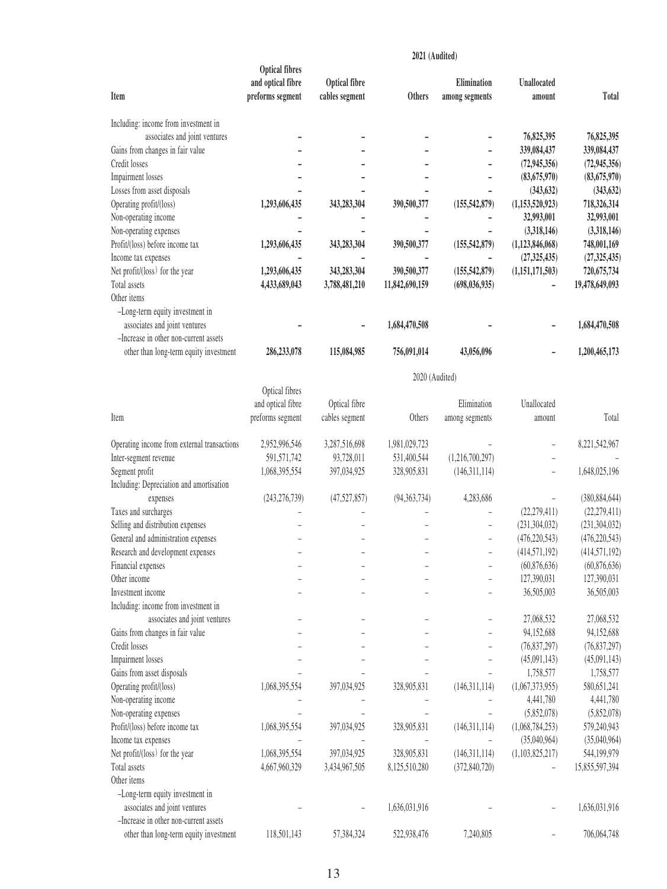| Item | 2021 (Audited) | | | | | |
|---|---|---|---|---|---|---|
| | Optical fibres and optical fibre preforms segment | Optical fibre cables segment | Others | Elimination among segments | Unallocated amount | Total |
| Including: income from investment in associates and joint ventures | – | – | – | – | 76,825,395 | 76,825,395 |
| Gains from changes in fair value | – | – | – | – | 339,084,437 | 339,084,437 |
| Credit losses | – | – | – | – | (72,945,356) | (72,945,356) |
| Impairment losses | – | – | – | – | (83,675,970) | (83,675,970) |
| Losses from asset disposals | – | – | – | – | (343,632) | (343,632) |
| Operating profit/(loss) | 1,293,606,435 | 343,283,304 | 390,500,377 | (155,542,879) | (1,153,520,923) | 718,326,314 |
| Non-operating income | – | – | – | – | 32,993,001 | 32,993,001 |
| Non-operating expenses | – | – | – | – | (3,318,146) | (3,318,146) |
| Profit/(loss) before income tax | 1,293,606,435 | 343,283,304 | 390,500,377 | (155,542,879) | (1,123,846,068) | 748,001,169 |
| Income tax expenses | – | – | – | – | (27,325,435) | (27,325,435) |
| Net profit/(loss) for the year | 1,293,606,435 | 343,283,304 | 390,500,377 | (155,542,879) | (1,151,171,503) | 720,675,734 |
| Total assets | 4,433,689,043 | 3,788,481,210 | 11,842,690,159 | (698,036,935) | – | 19,478,649,093 |
| Other items | | | | | | |
| –Long-term equity investment in associates and joint ventures | – | – | 1,684,470,508 | – | – | 1,684,470,508 |
| –Increase in other non-current assets other than long-term equity investment | 286,233,078 | 115,084,985 | 756,091,014 | 43,056,096 | – | 1,200,465,173 |

| Item | 2020 (Audited) | | | | | |
|---|---|---|---|---|---|---|
| | Optical fibres and optical fibre preforms segment | Optical fibre cables segment | Others | Elimination among segments | Unallocated amount | Total |
| Operating income from external transactions | 2,952,996,546 | 3,287,516,698 | 1,981,029,723 | – | – | 8,221,542,967 |
| Inter-segment revenue | 591,571,742 | 93,728,011 | 531,400,544 | (1,216,700,297) | – | – |
| Segment profit | 1,068,395,554 | 397,034,925 | 328,905,831 | (146,311,114) | – | 1,648,025,196 |
| Including: Depreciation and amortisation expenses | (243,276,739) | (47,527,857) | (94,363,734) | 4,283,686 | – | (380,884,644) |
| Taxes and surcharges | – | – | – | – | (22,279,411) | (22,279,411) |
| Selling and distribution expenses | – | – | – | – | (231,304,032) | (231,304,032) |
| General and administration expenses | – | – | – | – | (476,220,543) | (476,220,543) |
| Research and development expenses | – | – | – | – | (414,571,192) | (414,571,192) |
| Financial expenses | – | – | – | – | (60,876,636) | (60,876,636) |
| Other income | – | – | – | – | 127,390,031 | 127,390,031 |
| Investment income | – | – | – | – | 36,505,003 | 36,505,003 |
| Including: income from investment in associates and joint ventures | – | – | – | – | 27,068,532 | 27,068,532 |
| Gains from changes in fair value | – | – | – | – | 94,152,688 | 94,152,688 |
| Credit losses | – | – | – | – | (76,837,297) | (76,837,297) |
| Impairment losses | – | – | – | – | (45,091,143) | (45,091,143) |
| Gains from asset disposals | – | – | – | – | 1,758,577 | 1,758,577 |
| Operating profit/(loss) | 1,068,395,554 | 397,034,925 | 328,905,831 | (146,311,114) | (1,067,373,955) | 580,651,241 |
| Non-operating income | – | – | – | – | 4,441,780 | 4,441,780 |
| Non-operating expenses | – | – | – | – | (5,852,078) | (5,852,078) |
| Profit/(loss) before income tax | 1,068,395,554 | 397,034,925 | 328,905,831 | (146,311,114) | (1,068,784,253) | 579,240,943 |
| Income tax expenses | – | – | – | – | (35,040,964) | (35,040,964) |
| Net profit/(loss) for the year | 1,068,395,554 | 397,034,925 | 328,905,831 | (146,311,114) | (1,103,825,217) | 544,199,979 |
| Total assets | 4,667,960,329 | 3,434,967,505 | 8,125,510,280 | (372,840,720) | – | 15,855,597,394 |
| Other items | | | | | | |
| –Long-term equity investment in associates and joint ventures | – | – | 1,636,031,916 | – | – | 1,636,031,916 |
| –Increase in other non-current assets other than long-term equity investment | 118,501,143 | 57,384,324 | 522,938,476 | 7,240,805 | – | 706,064,748 |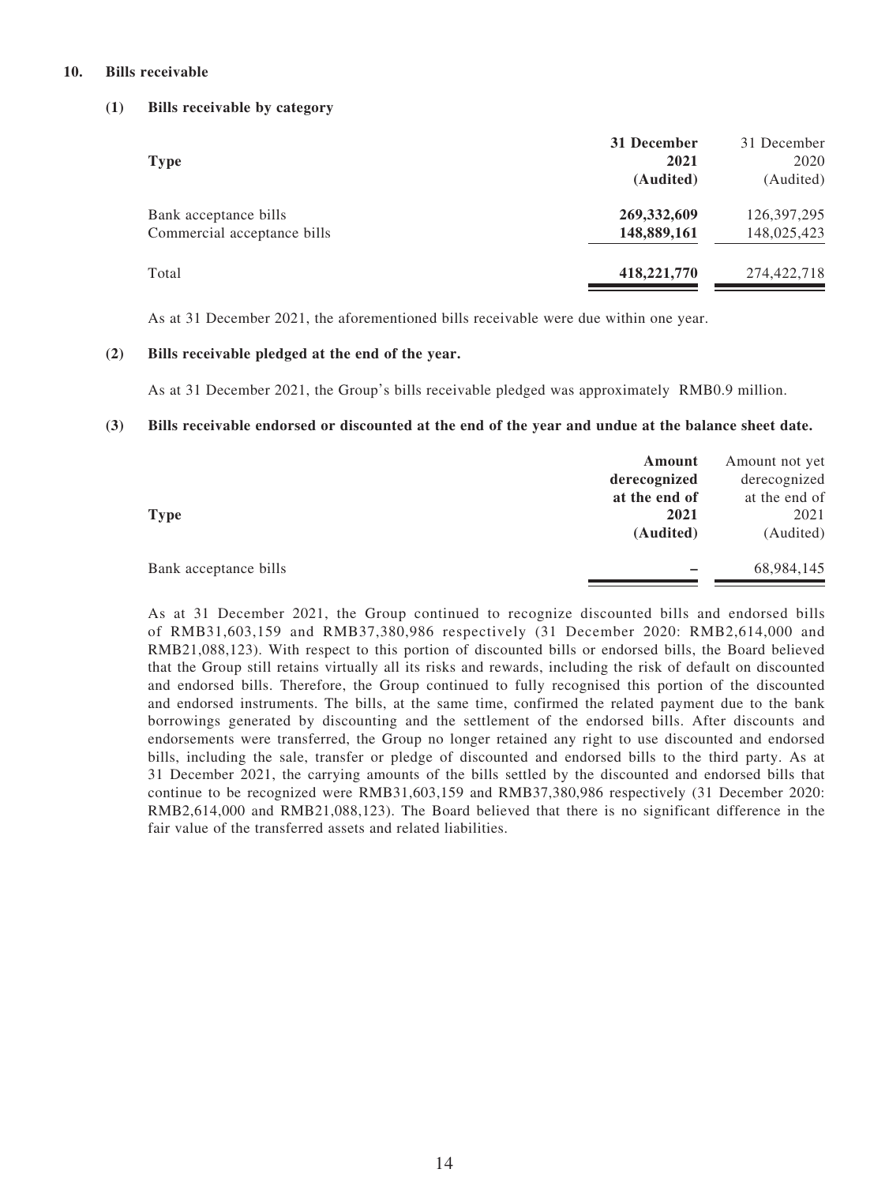### 10. Bills receivable

#### (1) Bills receivable by category

| Type | 31 December 2021 (Audited) | 31 December 2020 (Audited) |
|---|---|---|
| Bank acceptance bills | **269,332,609** | 126,397,295 |
| Commercial acceptance bills | **148,889,161** | 148,025,423 |
| Total | **418,221,770** | 274,422,718 |

As at 31 December 2021, the aforementioned bills receivable were due within one year.

#### (2) Bills receivable pledged at the end of the year.

As at 31 December 2021, the Group's bills receivable pledged was approximately RMB0.9 million.

#### (3) Bills receivable endorsed or discounted at the end of the year and undue at the balance sheet date.

| Type | Amount derecognized at the end of 2021 (Audited) | Amount not yet derecognized at the end of 2021 (Audited) |
|---|---|---|
| Bank acceptance bills | **–** | 68,984,145 |

As at 31 December 2021, the Group continued to recognize discounted bills and endorsed bills of RMB31,603,159 and RMB37,380,986 respectively (31 December 2020: RMB2,614,000 and RMB21,088,123). With respect to this portion of discounted bills or endorsed bills, the Board believed that the Group still retains virtually all its risks and rewards, including the risk of default on discounted and endorsed bills. Therefore, the Group continued to fully recognised this portion of the discounted and endorsed instruments. The bills, at the same time, confirmed the related payment due to the bank borrowings generated by discounting and the settlement of the endorsed bills. After discounts and endorsements were transferred, the Group no longer retained any right to use discounted and endorsed bills, including the sale, transfer or pledge of discounted and endorsed bills to the third party. As at 31 December 2021, the carrying amounts of the bills settled by the discounted and endorsed bills that continue to be recognized were RMB31,603,159 and RMB37,380,986 respectively (31 December 2020: RMB2,614,000 and RMB21,088,123). The Board believed that there is no significant difference in the fair value of the transferred assets and related liabilities.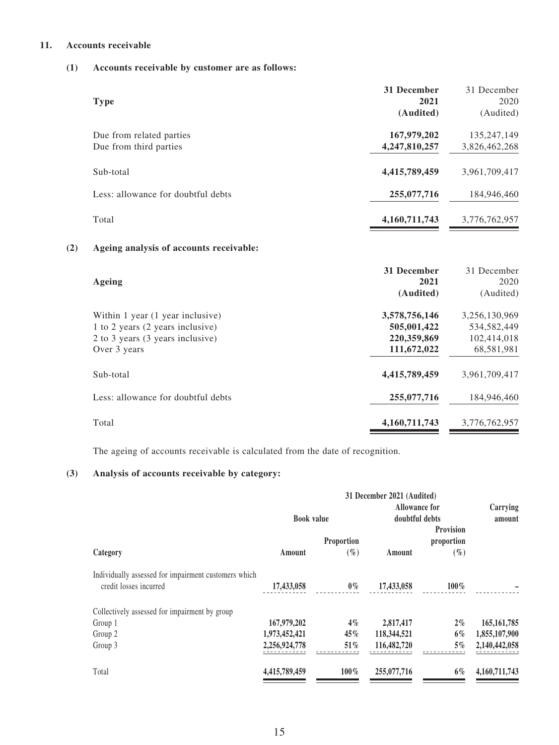## 11. Accounts receivable

### (1) Accounts receivable by customer are as follows:

| Type | 31 December 2021 (Audited) | 31 December 2020 (Audited) |
|---|---|---|
| Due from related parties | **167,979,202** | 135,247,149 |
| Due from third parties | **4,247,810,257** | 3,826,462,268 |
| Sub-total | **4,415,789,459** | 3,961,709,417 |
| Less: allowance for doubtful debts | **255,077,716** | 184,946,460 |
| Total | **4,160,711,743** | 3,776,762,957 |

### (2) Ageing analysis of accounts receivable:

| Ageing | 31 December 2021 (Audited) | 31 December 2020 (Audited) |
|---|---|---|
| Within 1 year (1 year inclusive) | **3,578,756,146** | 3,256,130,969 |
| 1 to 2 years (2 years inclusive) | **505,001,422** | 534,582,449 |
| 2 to 3 years (3 years inclusive) | **220,359,869** | 102,414,018 |
| Over 3 years | **111,672,022** | 68,581,981 |
| Sub-total | **4,415,789,459** | 3,961,709,417 |
| Less: allowance for doubtful debts | **255,077,716** | 184,946,460 |
| Total | **4,160,711,743** | 3,776,762,957 |

The ageing of accounts receivable is calculated from the date of recognition.

### (3) Analysis of accounts receivable by category:

| | 31 December 2021 (Audited) | | | | |
|---|---|---|---|---|---|
| | Book value | | Allowance for doubtful debts | | Carrying amount |
| Category | Amount | Proportion (%) | Amount | Provision proportion (%) | |
| Individually assessed for impairment customers which credit losses incurred | **17,433,058** | **0%** | **17,433,058** | **100%** | **–** |
| Collectively assessed for impairment by group | | | | | |
| Group 1 | **167,979,202** | **4%** | **2,817,417** | **2%** | **165,161,785** |
| Group 2 | **1,973,452,421** | **45%** | **118,344,521** | **6%** | **1,855,107,900** |
| Group 3 | **2,256,924,778** | **51%** | **116,482,720** | **5%** | **2,140,442,058** |
| Total | **4,415,789,459** | **100%** | **255,077,716** | **6%** | **4,160,711,743** |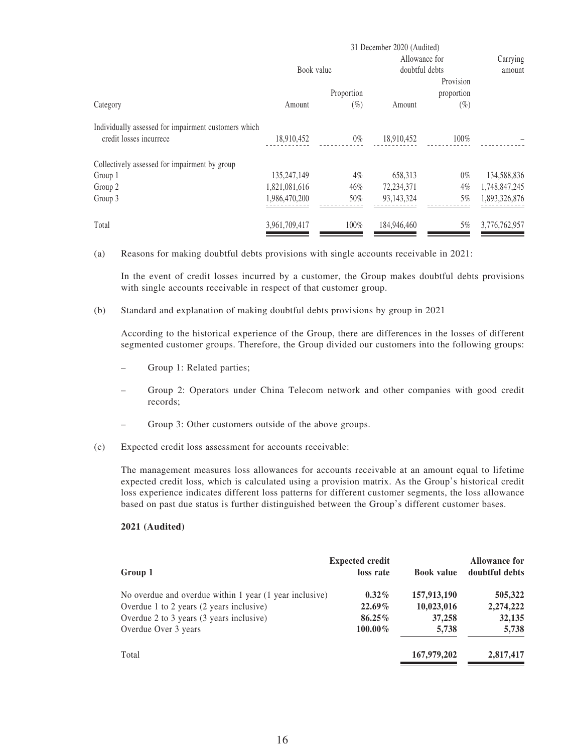| Category | 31 December 2020 (Audited) | | | | |
|---|---|---|---|---|---|
| | Book value | | Allowance for doubtful debts | | Carrying amount |
| | Amount | Proportion (%) | Amount | Provision proportion (%) | |
| Individually assessed for impairment customers which credit losses incurrece | 18,910,452 | 0% | 18,910,452 | 100% | – |
| Collectively assessed for impairment by group | | | | | |
| Group 1 | 135,247,149 | 4% | 658,313 | 0% | 134,588,836 |
| Group 2 | 1,821,081,616 | 46% | 72,234,371 | 4% | 1,748,847,245 |
| Group 3 | 1,986,470,200 | 50% | 93,143,324 | 5% | 1,893,326,876 |
| Total | 3,961,709,417 | 100% | 184,946,460 | 5% | 3,776,762,957 |

(a) Reasons for making doubtful debts provisions with single accounts receivable in 2021:

In the event of credit losses incurred by a customer, the Group makes doubtful debts provisions with single accounts receivable in respect of that customer group.

(b) Standard and explanation of making doubtful debts provisions by group in 2021

According to the historical experience of the Group, there are differences in the losses of different segmented customer groups. Therefore, the Group divided our customers into the following groups:

– Group 1: Related parties;

– Group 2: Operators under China Telecom network and other companies with good credit records;

– Group 3: Other customers outside of the above groups.

(c) Expected credit loss assessment for accounts receivable:

The management measures loss allowances for accounts receivable at an amount equal to lifetime expected credit loss, which is calculated using a provision matrix. As the Group's historical credit loss experience indicates different loss patterns for different customer segments, the loss allowance based on past due status is further distinguished between the Group's different customer bases.

**2021 (Audited)**

| Group 1 | Expected credit loss rate | Book value | Allowance for doubtful debts |
|---|---|---|---|
| No overdue and overdue within 1 year (1 year inclusive) | 0.32% | 157,913,190 | 505,322 |
| Overdue 1 to 2 years (2 years inclusive) | 22.69% | 10,023,016 | 2,274,222 |
| Overdue 2 to 3 years (3 years inclusive) | 86.25% | 37,258 | 32,135 |
| Overdue Over 3 years | 100.00% | 5,738 | 5,738 |
| Total | | 167,979,202 | 2,817,417 |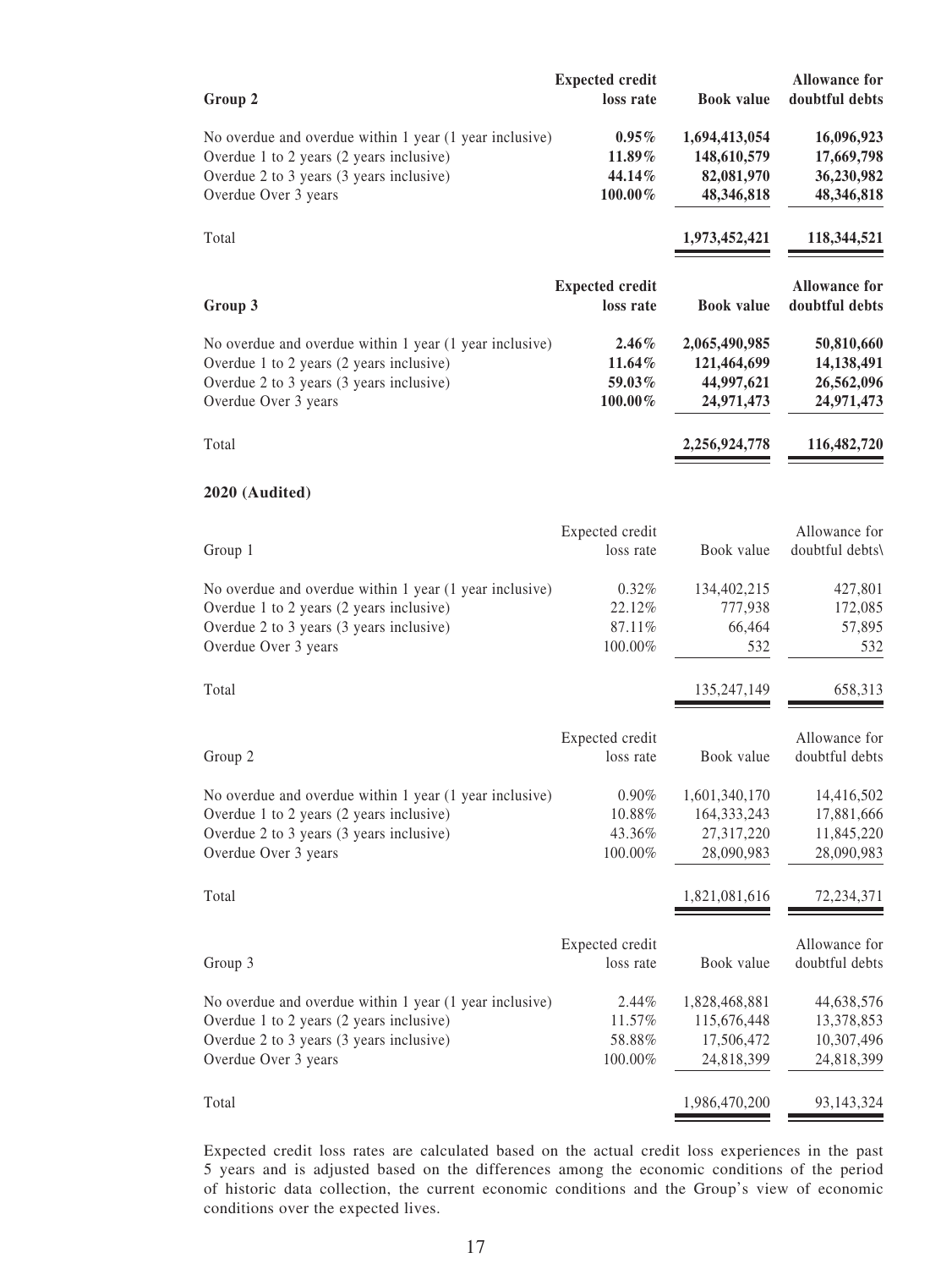| **Group 2** | **Expected credit loss rate** | **Book value** | **Allowance for doubtful debts** |
|---|---|---|---|
| No overdue and overdue within 1 year (1 year inclusive) | **0.95%** | **1,694,413,054** | **16,096,923** |
| Overdue 1 to 2 years (2 years inclusive) | **11.89%** | **148,610,579** | **17,669,798** |
| Overdue 2 to 3 years (3 years inclusive) | **44.14%** | **82,081,970** | **36,230,982** |
| Overdue Over 3 years | **100.00%** | **48,346,818** | **48,346,818** |
| Total | | **1,973,452,421** | **118,344,521** |

| **Group 3** | **Expected credit loss rate** | **Book value** | **Allowance for doubtful debts** |
|---|---|---|---|
| No overdue and overdue within 1 year (1 year inclusive) | **2.46%** | **2,065,490,985** | **50,810,660** |
| Overdue 1 to 2 years (2 years inclusive) | **11.64%** | **121,464,699** | **14,138,491** |
| Overdue 2 to 3 years (3 years inclusive) | **59.03%** | **44,997,621** | **26,562,096** |
| Overdue Over 3 years | **100.00%** | **24,971,473** | **24,971,473** |
| Total | | **2,256,924,778** | **116,482,720** |

**2020 (Audited)**

| Group 1 | Expected credit loss rate | Book value | Allowance for doubtful debts\ |
|---|---|---|---|
| No overdue and overdue within 1 year (1 year inclusive) | 0.32% | 134,402,215 | 427,801 |
| Overdue 1 to 2 years (2 years inclusive) | 22.12% | 777,938 | 172,085 |
| Overdue 2 to 3 years (3 years inclusive) | 87.11% | 66,464 | 57,895 |
| Overdue Over 3 years | 100.00% | 532 | 532 |
| Total | | 135,247,149 | 658,313 |

| Group 2 | Expected credit loss rate | Book value | Allowance for doubtful debts |
|---|---|---|---|
| No overdue and overdue within 1 year (1 year inclusive) | 0.90% | 1,601,340,170 | 14,416,502 |
| Overdue 1 to 2 years (2 years inclusive) | 10.88% | 164,333,243 | 17,881,666 |
| Overdue 2 to 3 years (3 years inclusive) | 43.36% | 27,317,220 | 11,845,220 |
| Overdue Over 3 years | 100.00% | 28,090,983 | 28,090,983 |
| Total | | 1,821,081,616 | 72,234,371 |

| Group 3 | Expected credit loss rate | Book value | Allowance for doubtful debts |
|---|---|---|---|
| No overdue and overdue within 1 year (1 year inclusive) | 2.44% | 1,828,468,881 | 44,638,576 |
| Overdue 1 to 2 years (2 years inclusive) | 11.57% | 115,676,448 | 13,378,853 |
| Overdue 2 to 3 years (3 years inclusive) | 58.88% | 17,506,472 | 10,307,496 |
| Overdue Over 3 years | 100.00% | 24,818,399 | 24,818,399 |
| Total | | 1,986,470,200 | 93,143,324 |

Expected credit loss rates are calculated based on the actual credit loss experiences in the past 5 years and is adjusted based on the differences among the economic conditions of the period of historic data collection, the current economic conditions and the Group's view of economic conditions over the expected lives.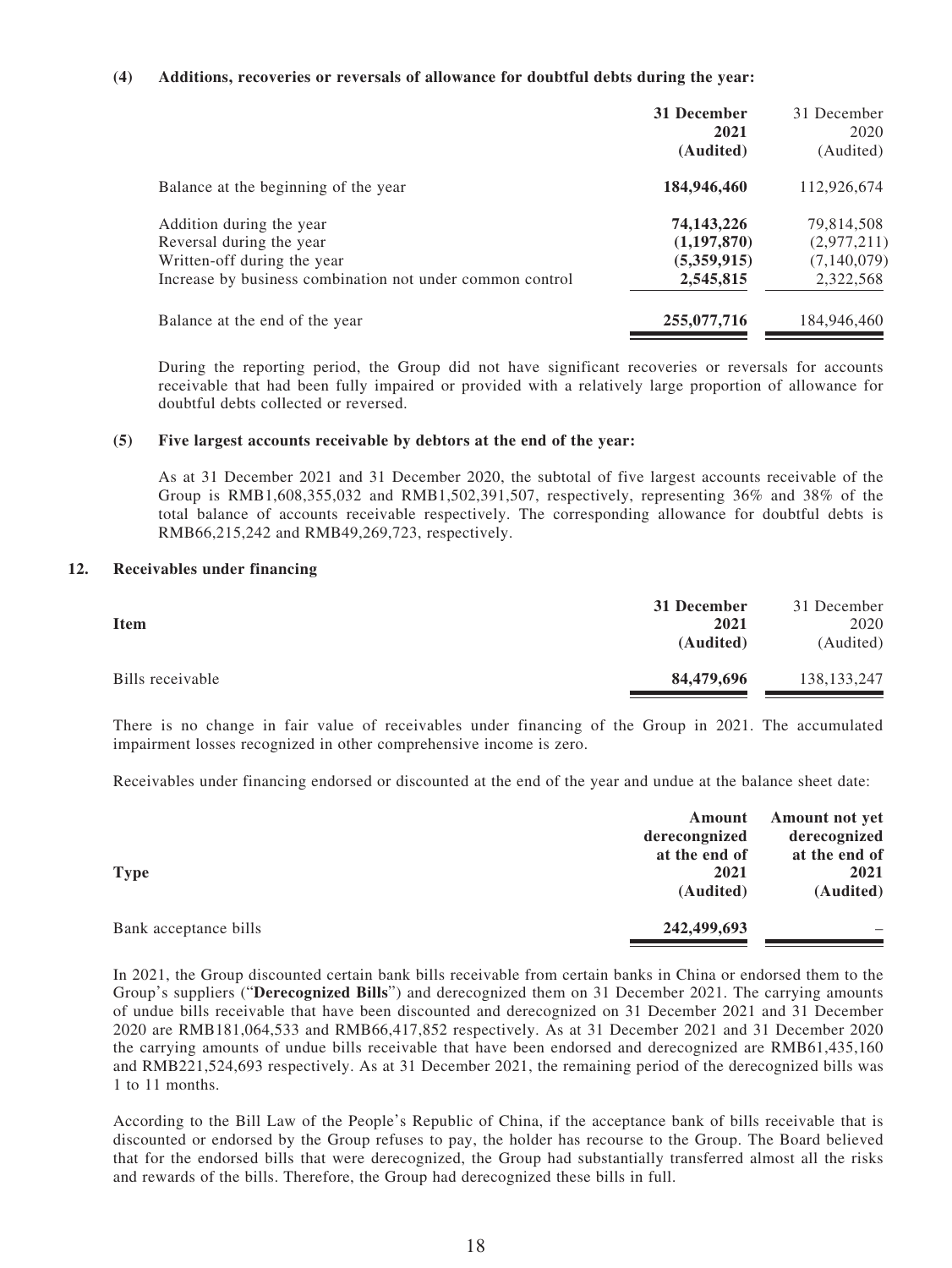**(4) Additions, recoveries or reversals of allowance for doubtful debts during the year:**

| | **31 December 2021 (Audited)** | 31 December 2020 (Audited) |
|---|---|---|
| Balance at the beginning of the year | **184,946,460** | 112,926,674 |
| Addition during the year | **74,143,226** | 79,814,508 |
| Reversal during the year | **(1,197,870)** | (2,977,211) |
| Written-off during the year | **(5,359,915)** | (7,140,079) |
| Increase by business combination not under common control | **2,545,815** | 2,322,568 |
| Balance at the end of the year | **255,077,716** | 184,946,460 |

During the reporting period, the Group did not have significant recoveries or reversals for accounts receivable that had been fully impaired or provided with a relatively large proportion of allowance for doubtful debts collected or reversed.

**(5) Five largest accounts receivable by debtors at the end of the year:**

As at 31 December 2021 and 31 December 2020, the subtotal of five largest accounts receivable of the Group is RMB1,608,355,032 and RMB1,502,391,507, respectively, representing 36% and 38% of the total balance of accounts receivable respectively. The corresponding allowance for doubtful debts is RMB66,215,242 and RMB49,269,723, respectively.

**12. Receivables under financing**

| **Item** | **31 December 2021 (Audited)** | 31 December 2020 (Audited) |
|---|---|---|
| Bills receivable | **84,479,696** | 138,133,247 |

There is no change in fair value of receivables under financing of the Group in 2021. The accumulated impairment losses recognized in other comprehensive income is zero.

Receivables under financing endorsed or discounted at the end of the year and undue at the balance sheet date:

| **Type** | **Amount derecongnized at the end of 2021 (Audited)** | **Amount not yet derecognized at the end of 2021 (Audited)** |
|---|---|---|
| Bank acceptance bills | **242,499,693** | – |

In 2021, the Group discounted certain bank bills receivable from certain banks in China or endorsed them to the Group's suppliers ("**Derecognized Bills**") and derecognized them on 31 December 2021. The carrying amounts of undue bills receivable that have been discounted and derecognized on 31 December 2021 and 31 December 2020 are RMB181,064,533 and RMB66,417,852 respectively. As at 31 December 2021 and 31 December 2020 the carrying amounts of undue bills receivable that have been endorsed and derecognized are RMB61,435,160 and RMB221,524,693 respectively. As at 31 December 2021, the remaining period of the derecognized bills was 1 to 11 months.

According to the Bill Law of the People's Republic of China, if the acceptance bank of bills receivable that is discounted or endorsed by the Group refuses to pay, the holder has recourse to the Group. The Board believed that for the endorsed bills that were derecognized, the Group had substantially transferred almost all the risks and rewards of the bills. Therefore, the Group had derecognized these bills in full.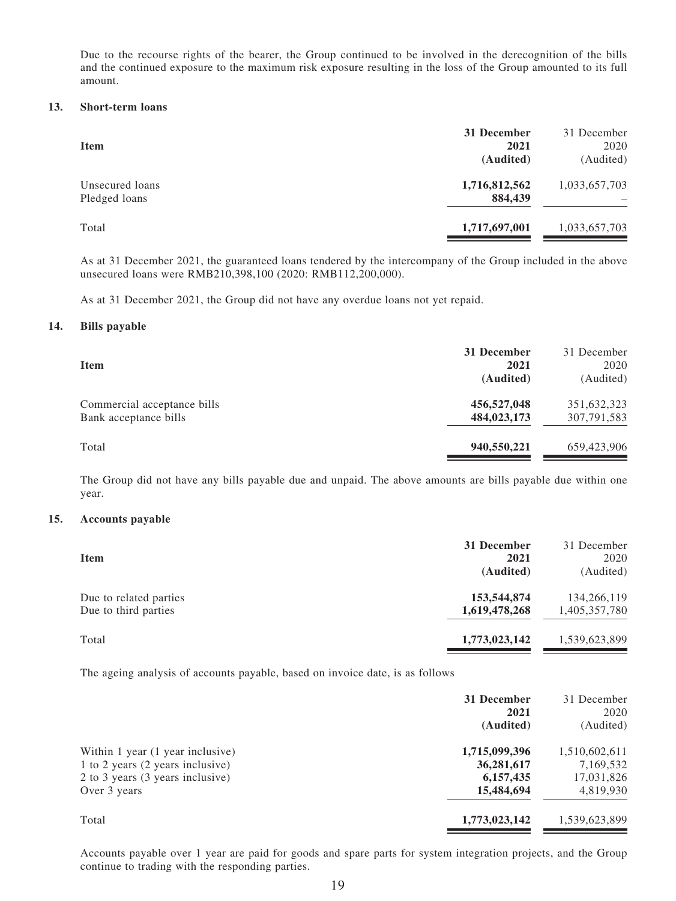Due to the recourse rights of the bearer, the Group continued to be involved in the derecognition of the bills and the continued exposure to the maximum risk exposure resulting in the loss of the Group amounted to its full amount.

### 13. Short-term loans

| Item | 31 December 2021 (Audited) | 31 December 2020 (Audited) |
|---|---|---|
| Unsecured loans | **1,716,812,562** | 1,033,657,703 |
| Pledged loans | **884,439** | – |
| Total | **1,717,697,001** | 1,033,657,703 |

As at 31 December 2021, the guaranteed loans tendered by the intercompany of the Group included in the above unsecured loans were RMB210,398,100 (2020: RMB112,200,000).

As at 31 December 2021, the Group did not have any overdue loans not yet repaid.

### 14. Bills payable

| Item | 31 December 2021 (Audited) | 31 December 2020 (Audited) |
|---|---|---|
| Commercial acceptance bills | **456,527,048** | 351,632,323 |
| Bank acceptance bills | **484,023,173** | 307,791,583 |
| Total | **940,550,221** | 659,423,906 |

The Group did not have any bills payable due and unpaid. The above amounts are bills payable due within one year.

### 15. Accounts payable

| Item | 31 December 2021 (Audited) | 31 December 2020 (Audited) |
|---|---|---|
| Due to related parties | **153,544,874** | 134,266,119 |
| Due to third parties | **1,619,478,268** | 1,405,357,780 |
| Total | **1,773,023,142** | 1,539,623,899 |

The ageing analysis of accounts payable, based on invoice date, is as follows

| | 31 December 2021 (Audited) | 31 December 2020 (Audited) |
|---|---|---|
| Within 1 year (1 year inclusive) | **1,715,099,396** | 1,510,602,611 |
| 1 to 2 years (2 years inclusive) | **36,281,617** | 7,169,532 |
| 2 to 3 years (3 years inclusive) | **6,157,435** | 17,031,826 |
| Over 3 years | **15,484,694** | 4,819,930 |
| Total | **1,773,023,142** | 1,539,623,899 |

Accounts payable over 1 year are paid for goods and spare parts for system integration projects, and the Group continue to trading with the responding parties.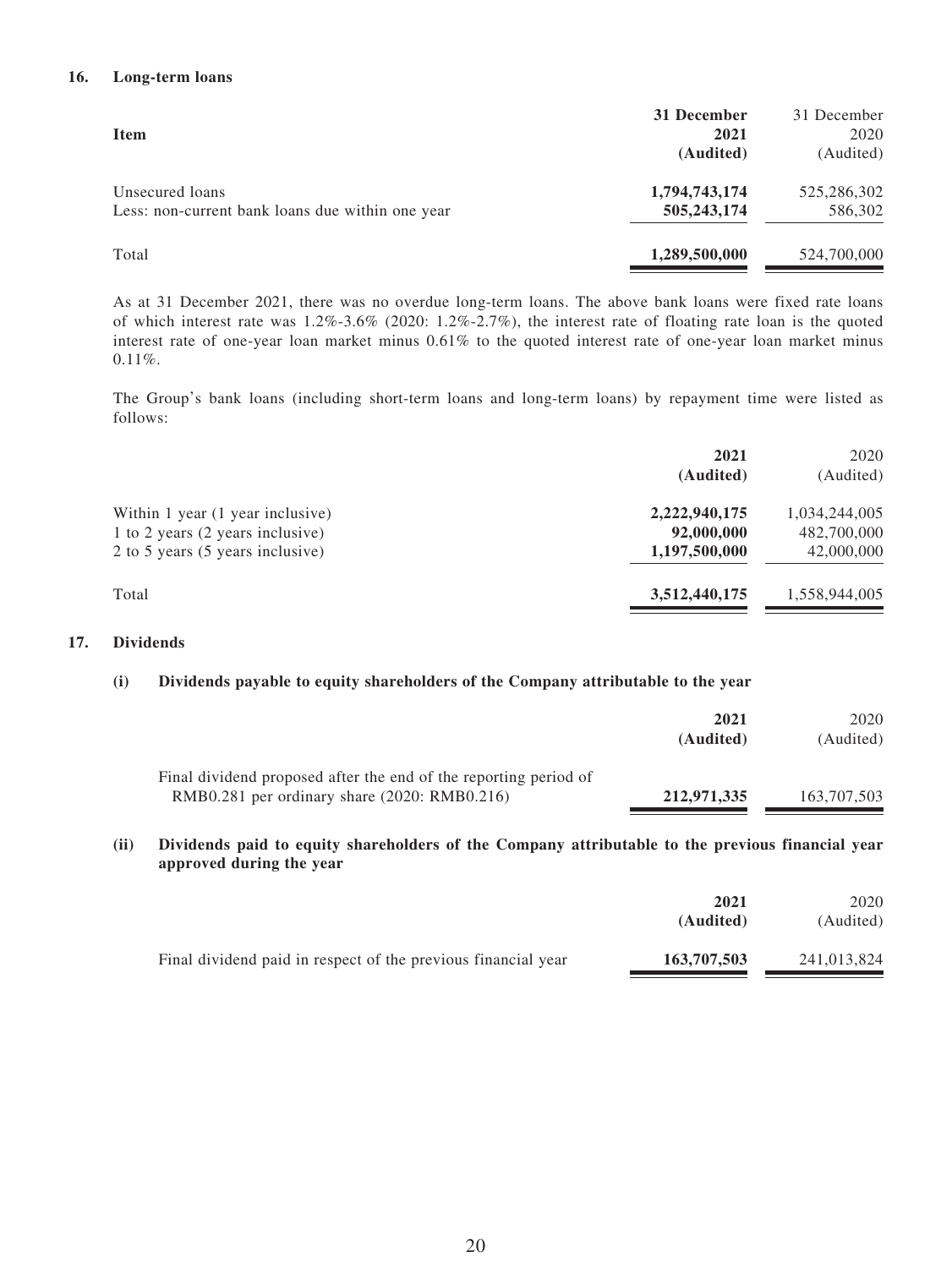## 16. Long-term loans

| Item | 31 December 2021 (Audited) | 31 December 2020 (Audited) |
|---|---|---|
| Unsecured loans | **1,794,743,174** | 525,286,302 |
| Less: non-current bank loans due within one year | **505,243,174** | 586,302 |
| Total | **1,289,500,000** | 524,700,000 |

As at 31 December 2021, there was no overdue long-term loans. The above bank loans were fixed rate loans of which interest rate was 1.2%-3.6% (2020: 1.2%-2.7%), the interest rate of floating rate loan is the quoted interest rate of one-year loan market minus 0.61% to the quoted interest rate of one-year loan market minus 0.11%.

The Group's bank loans (including short-term loans and long-term loans) by repayment time were listed as follows:

| | 2021 (Audited) | 2020 (Audited) |
|---|---|---|
| Within 1 year (1 year inclusive) | **2,222,940,175** | 1,034,244,005 |
| 1 to 2 years (2 years inclusive) | **92,000,000** | 482,700,000 |
| 2 to 5 years (5 years inclusive) | **1,197,500,000** | 42,000,000 |
| Total | **3,512,440,175** | 1,558,944,005 |

## 17. Dividends

### (i) Dividends payable to equity shareholders of the Company attributable to the year

| | 2021 (Audited) | 2020 (Audited) |
|---|---|---|
| Final dividend proposed after the end of the reporting period of RMB0.281 per ordinary share (2020: RMB0.216) | **212,971,335** | 163,707,503 |

### (ii) Dividends paid to equity shareholders of the Company attributable to the previous financial year approved during the year

| | 2021 (Audited) | 2020 (Audited) |
|---|---|---|
| Final dividend paid in respect of the previous financial year | **163,707,503** | 241,013,824 |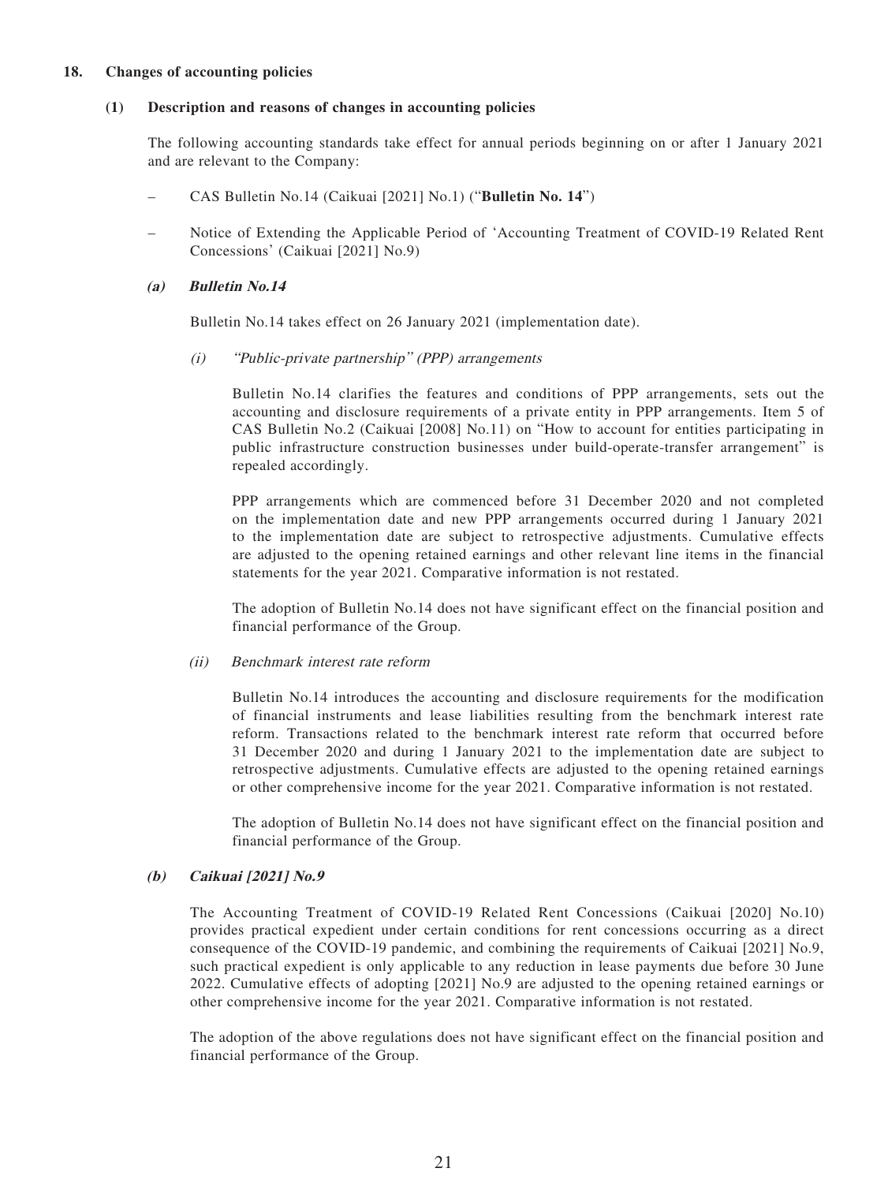## 18. Changes of accounting policies

### (1) Description and reasons of changes in accounting policies

The following accounting standards take effect for annual periods beginning on or after 1 January 2021 and are relevant to the Company:

- CAS Bulletin No.14 (Caikuai [2021] No.1) ("**Bulletin No. 14**")
- Notice of Extending the Applicable Period of 'Accounting Treatment of COVID-19 Related Rent Concessions' (Caikuai [2021] No.9)

#### *(a) Bulletin No.14*

Bulletin No.14 takes effect on 26 January 2021 (implementation date).

*(i) "Public-private partnership" (PPP) arrangements*

Bulletin No.14 clarifies the features and conditions of PPP arrangements, sets out the accounting and disclosure requirements of a private entity in PPP arrangements. Item 5 of CAS Bulletin No.2 (Caikuai [2008] No.11) on "How to account for entities participating in public infrastructure construction businesses under build-operate-transfer arrangement" is repealed accordingly.

PPP arrangements which are commenced before 31 December 2020 and not completed on the implementation date and new PPP arrangements occurred during 1 January 2021 to the implementation date are subject to retrospective adjustments. Cumulative effects are adjusted to the opening retained earnings and other relevant line items in the financial statements for the year 2021. Comparative information is not restated.

The adoption of Bulletin No.14 does not have significant effect on the financial position and financial performance of the Group.

*(ii) Benchmark interest rate reform*

Bulletin No.14 introduces the accounting and disclosure requirements for the modification of financial instruments and lease liabilities resulting from the benchmark interest rate reform. Transactions related to the benchmark interest rate reform that occurred before 31 December 2020 and during 1 January 2021 to the implementation date are subject to retrospective adjustments. Cumulative effects are adjusted to the opening retained earnings or other comprehensive income for the year 2021. Comparative information is not restated.

The adoption of Bulletin No.14 does not have significant effect on the financial position and financial performance of the Group.

#### *(b) Caikuai [2021] No.9*

The Accounting Treatment of COVID-19 Related Rent Concessions (Caikuai [2020] No.10) provides practical expedient under certain conditions for rent concessions occurring as a direct consequence of the COVID-19 pandemic, and combining the requirements of Caikuai [2021] No.9, such practical expedient is only applicable to any reduction in lease payments due before 30 June 2022. Cumulative effects of adopting [2021] No.9 are adjusted to the opening retained earnings or other comprehensive income for the year 2021. Comparative information is not restated.

The adoption of the above regulations does not have significant effect on the financial position and financial performance of the Group.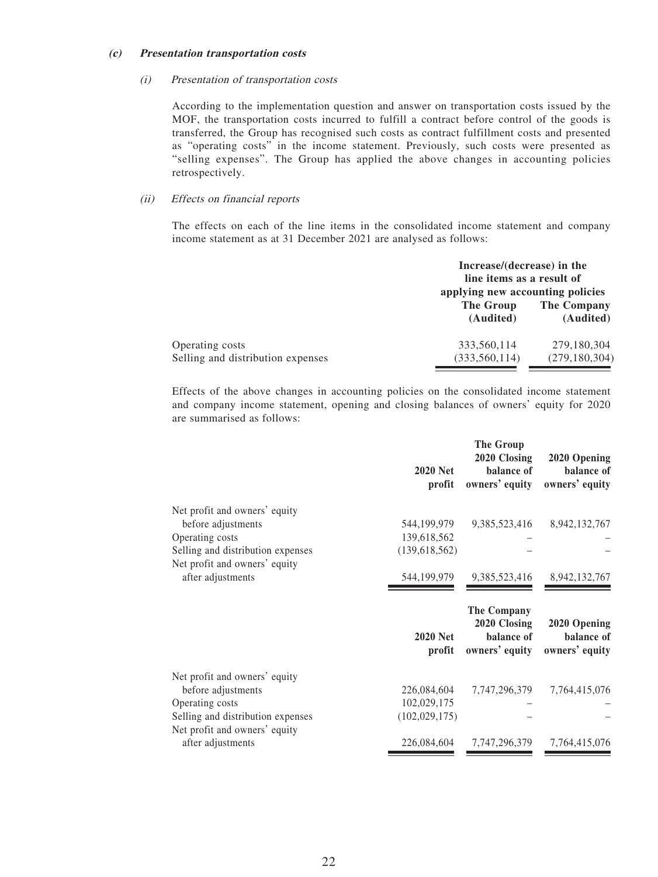#### *(c)* ***Presentation transportation costs***

*(i) Presentation of transportation costs*

According to the implementation question and answer on transportation costs issued by the MOF, the transportation costs incurred to fulfill a contract before control of the goods is transferred, the Group has recognised such costs as contract fulfillment costs and presented as "operating costs" in the income statement. Previously, such costs were presented as "selling expenses". The Group has applied the above changes in accounting policies retrospectively.

*(ii) Effects on financial reports*

The effects on each of the line items in the consolidated income statement and company income statement as at 31 December 2021 are analysed as follows:

| | Increase/(decrease) in the line items as a result of applying new accounting policies | |
|---|---|---|
| | **The Group (Audited)** | **The Company (Audited)** |
| Operating costs | 333,560,114 | 279,180,304 |
| Selling and distribution expenses | (333,560,114) | (279,180,304) |

Effects of the above changes in accounting policies on the consolidated income statement and company income statement, opening and closing balances of owners' equity for 2020 are summarised as follows:

| | **The Group** | | |
|---|---|---|---|
| | **2020 Net profit** | **2020 Closing balance of owners' equity** | **2020 Opening balance of owners' equity** |
| Net profit and owners' equity before adjustments | 544,199,979 | 9,385,523,416 | 8,942,132,767 |
| Operating costs | 139,618,562 | – | – |
| Selling and distribution expenses | (139,618,562) | – | – |
| Net profit and owners' equity after adjustments | 544,199,979 | 9,385,523,416 | 8,942,132,767 |

| | **The Company** | | |
|---|---|---|---|
| | **2020 Net profit** | **2020 Closing balance of owners' equity** | **2020 Opening balance of owners' equity** |
| Net profit and owners' equity before adjustments | 226,084,604 | 7,747,296,379 | 7,764,415,076 |
| Operating costs | 102,029,175 | – | – |
| Selling and distribution expenses | (102,029,175) | – | – |
| Net profit and owners' equity after adjustments | 226,084,604 | 7,747,296,379 | 7,764,415,076 |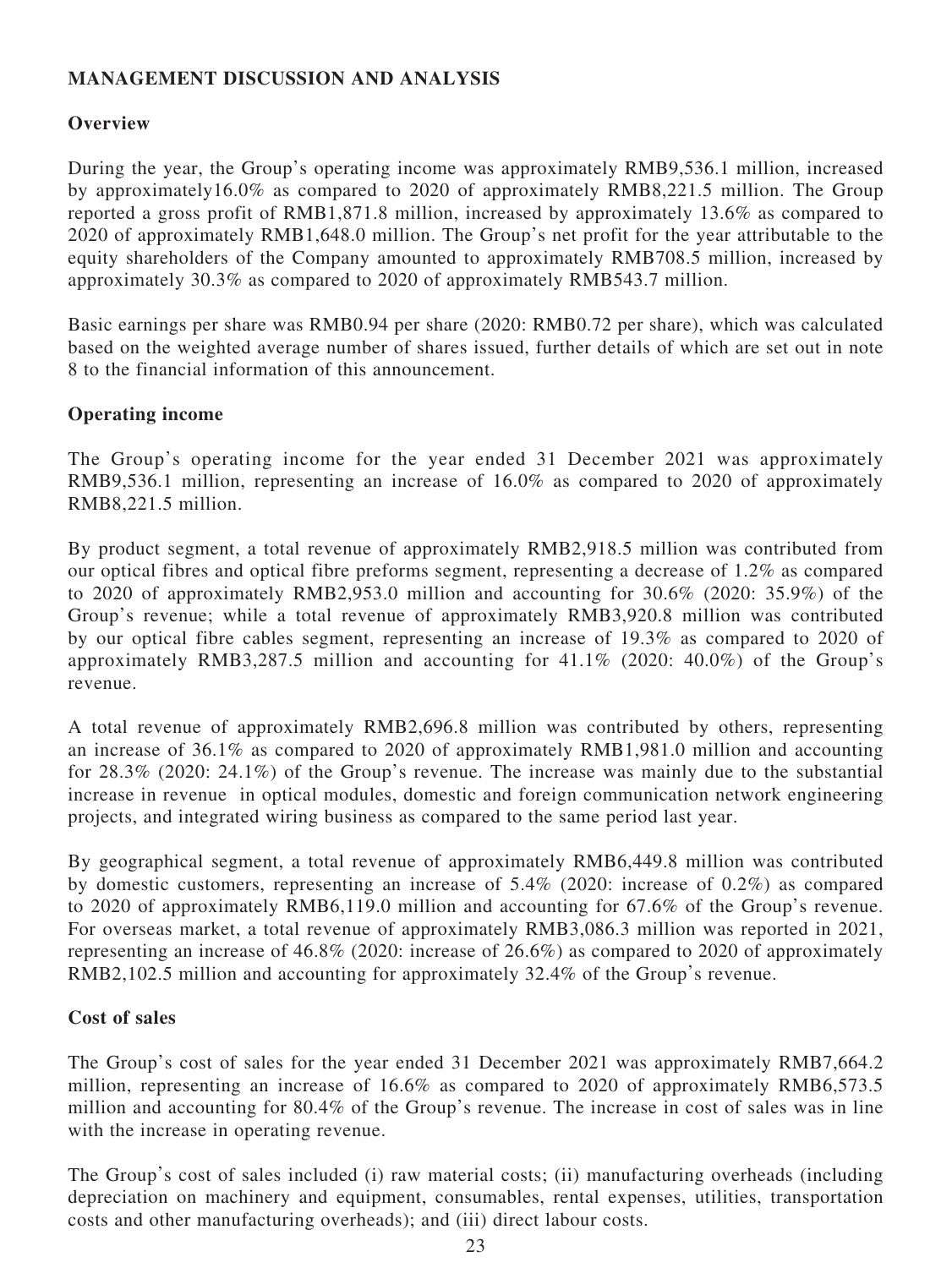## MANAGEMENT DISCUSSION AND ANALYSIS

### Overview

During the year, the Group's operating income was approximately RMB9,536.1 million, increased by approximately16.0% as compared to 2020 of approximately RMB8,221.5 million. The Group reported a gross profit of RMB1,871.8 million, increased by approximately 13.6% as compared to 2020 of approximately RMB1,648.0 million. The Group's net profit for the year attributable to the equity shareholders of the Company amounted to approximately RMB708.5 million, increased by approximately 30.3% as compared to 2020 of approximately RMB543.7 million.

Basic earnings per share was RMB0.94 per share (2020: RMB0.72 per share), which was calculated based on the weighted average number of shares issued, further details of which are set out in note 8 to the financial information of this announcement.

### Operating income

The Group's operating income for the year ended 31 December 2021 was approximately RMB9,536.1 million, representing an increase of 16.0% as compared to 2020 of approximately RMB8,221.5 million.

By product segment, a total revenue of approximately RMB2,918.5 million was contributed from our optical fibres and optical fibre preforms segment, representing a decrease of 1.2% as compared to 2020 of approximately RMB2,953.0 million and accounting for 30.6% (2020: 35.9%) of the Group's revenue; while a total revenue of approximately RMB3,920.8 million was contributed by our optical fibre cables segment, representing an increase of 19.3% as compared to 2020 of approximately RMB3,287.5 million and accounting for 41.1% (2020: 40.0%) of the Group's revenue.

A total revenue of approximately RMB2,696.8 million was contributed by others, representing an increase of 36.1% as compared to 2020 of approximately RMB1,981.0 million and accounting for 28.3% (2020: 24.1%) of the Group's revenue. The increase was mainly due to the substantial increase in revenue in optical modules, domestic and foreign communication network engineering projects, and integrated wiring business as compared to the same period last year.

By geographical segment, a total revenue of approximately RMB6,449.8 million was contributed by domestic customers, representing an increase of 5.4% (2020: increase of 0.2%) as compared to 2020 of approximately RMB6,119.0 million and accounting for 67.6% of the Group's revenue. For overseas market, a total revenue of approximately RMB3,086.3 million was reported in 2021, representing an increase of 46.8% (2020: increase of 26.6%) as compared to 2020 of approximately RMB2,102.5 million and accounting for approximately 32.4% of the Group's revenue.

### Cost of sales

The Group's cost of sales for the year ended 31 December 2021 was approximately RMB7,664.2 million, representing an increase of 16.6% as compared to 2020 of approximately RMB6,573.5 million and accounting for 80.4% of the Group's revenue. The increase in cost of sales was in line with the increase in operating revenue.

The Group's cost of sales included (i) raw material costs; (ii) manufacturing overheads (including depreciation on machinery and equipment, consumables, rental expenses, utilities, transportation costs and other manufacturing overheads); and (iii) direct labour costs.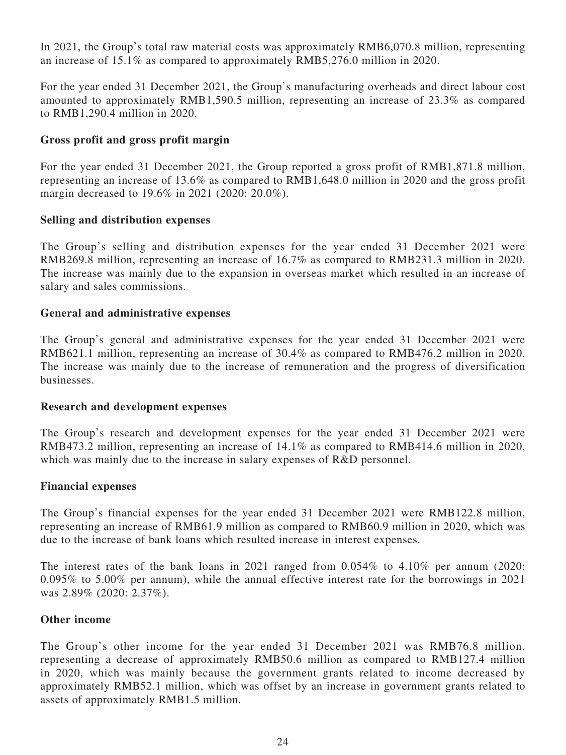In 2021, the Group's total raw material costs was approximately RMB6,070.8 million, representing an increase of 15.1% as compared to approximately RMB5,276.0 million in 2020.

For the year ended 31 December 2021, the Group's manufacturing overheads and direct labour cost amounted to approximately RMB1,590.5 million, representing an increase of 23.3% as compared to RMB1,290.4 million in 2020.

**Gross profit and gross profit margin**

For the year ended 31 December 2021, the Group reported a gross profit of RMB1,871.8 million, representing an increase of 13.6% as compared to RMB1,648.0 million in 2020 and the gross profit margin decreased to 19.6% in 2021 (2020: 20.0%).

**Selling and distribution expenses**

The Group's selling and distribution expenses for the year ended 31 December 2021 were RMB269.8 million, representing an increase of 16.7% as compared to RMB231.3 million in 2020. The increase was mainly due to the expansion in overseas market which resulted in an increase of salary and sales commissions.

**General and administrative expenses**

The Group's general and administrative expenses for the year ended 31 December 2021 were RMB621.1 million, representing an increase of 30.4% as compared to RMB476.2 million in 2020. The increase was mainly due to the increase of remuneration and the progress of diversification businesses.

**Research and development expenses**

The Group's research and development expenses for the year ended 31 December 2021 were RMB473.2 million, representing an increase of 14.1% as compared to RMB414.6 million in 2020, which was mainly due to the increase in salary expenses of R&D personnel.

**Financial expenses**

The Group's financial expenses for the year ended 31 December 2021 were RMB122.8 million, representing an increase of RMB61.9 million as compared to RMB60.9 million in 2020, which was due to the increase of bank loans which resulted increase in interest expenses.

The interest rates of the bank loans in 2021 ranged from 0.054% to 4.10% per annum (2020: 0.095% to 5.00% per annum), while the annual effective interest rate for the borrowings in 2021 was 2.89% (2020: 2.37%).

**Other income**

The Group's other income for the year ended 31 December 2021 was RMB76.8 million, representing a decrease of approximately RMB50.6 million as compared to RMB127.4 million in 2020, which was mainly because the government grants related to income decreased by approximately RMB52.1 million, which was offset by an increase in government grants related to assets of approximately RMB1.5 million.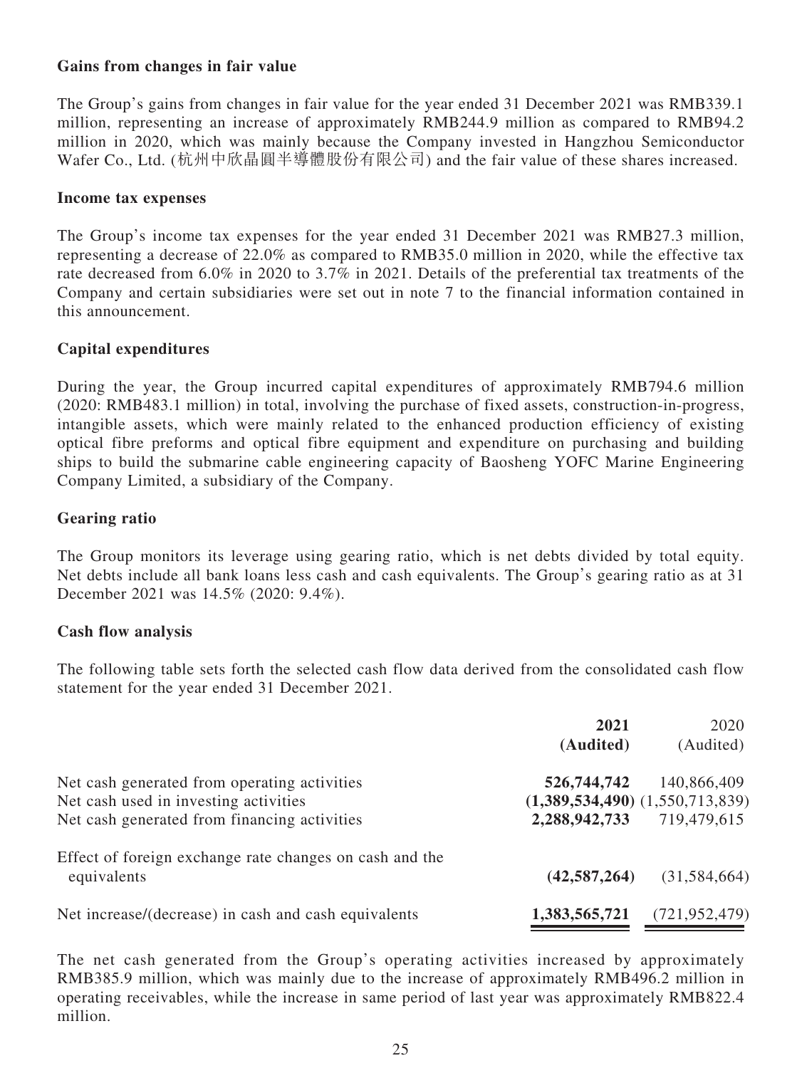**Gains from changes in fair value**

The Group's gains from changes in fair value for the year ended 31 December 2021 was RMB339.1 million, representing an increase of approximately RMB244.9 million as compared to RMB94.2 million in 2020, which was mainly because the Company invested in Hangzhou Semiconductor Wafer Co., Ltd. (杭州中欣晶圓半導體股份有限公司) and the fair value of these shares increased.

**Income tax expenses**

The Group's income tax expenses for the year ended 31 December 2021 was RMB27.3 million, representing a decrease of 22.0% as compared to RMB35.0 million in 2020, while the effective tax rate decreased from 6.0% in 2020 to 3.7% in 2021. Details of the preferential tax treatments of the Company and certain subsidiaries were set out in note 7 to the financial information contained in this announcement.

**Capital expenditures**

During the year, the Group incurred capital expenditures of approximately RMB794.6 million (2020: RMB483.1 million) in total, involving the purchase of fixed assets, construction-in-progress, intangible assets, which were mainly related to the enhanced production efficiency of existing optical fibre preforms and optical fibre equipment and expenditure on purchasing and building ships to build the submarine cable engineering capacity of Baosheng YOFC Marine Engineering Company Limited, a subsidiary of the Company.

**Gearing ratio**

The Group monitors its leverage using gearing ratio, which is net debts divided by total equity. Net debts include all bank loans less cash and cash equivalents. The Group's gearing ratio as at 31 December 2021 was 14.5% (2020: 9.4%).

**Cash flow analysis**

The following table sets forth the selected cash flow data derived from the consolidated cash flow statement for the year ended 31 December 2021.

| | **2021** **(Audited)** | 2020 (Audited) |
|---|---|---|
| Net cash generated from operating activities | **526,744,742** | 140,866,409 |
| Net cash used in investing activities | **(1,389,534,490)** | (1,550,713,839) |
| Net cash generated from financing activities | **2,288,942,733** | 719,479,615 |
| Effect of foreign exchange rate changes on cash and the equivalents | **(42,587,264)** | (31,584,664) |
| Net increase/(decrease) in cash and cash equivalents | **1,383,565,721** | (721,952,479) |

The net cash generated from the Group's operating activities increased by approximately RMB385.9 million, which was mainly due to the increase of approximately RMB496.2 million in operating receivables, while the increase in same period of last year was approximately RMB822.4 million.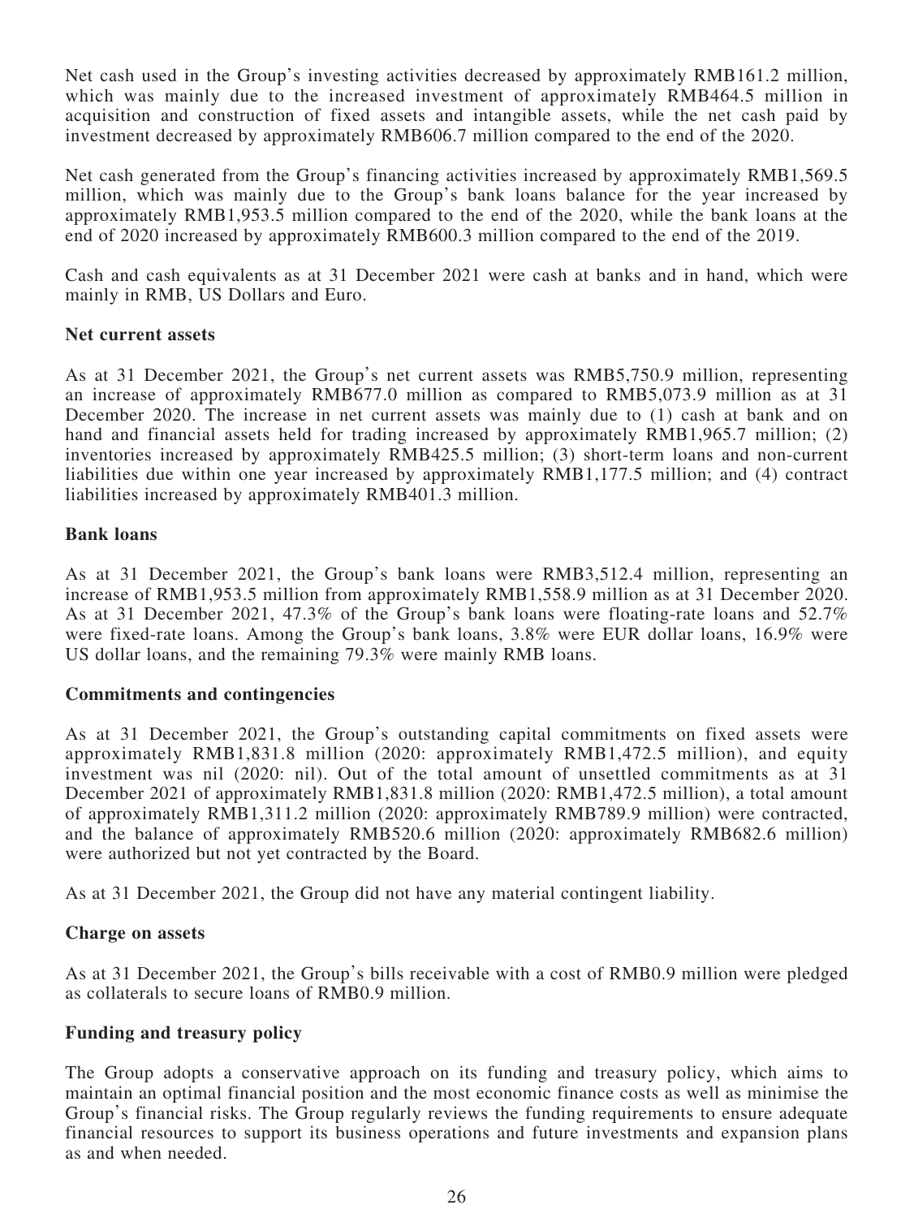Net cash used in the Group's investing activities decreased by approximately RMB161.2 million, which was mainly due to the increased investment of approximately RMB464.5 million in acquisition and construction of fixed assets and intangible assets, while the net cash paid by investment decreased by approximately RMB606.7 million compared to the end of the 2020.

Net cash generated from the Group's financing activities increased by approximately RMB1,569.5 million, which was mainly due to the Group's bank loans balance for the year increased by approximately RMB1,953.5 million compared to the end of the 2020, while the bank loans at the end of 2020 increased by approximately RMB600.3 million compared to the end of the 2019.

Cash and cash equivalents as at 31 December 2021 were cash at banks and in hand, which were mainly in RMB, US Dollars and Euro.

**Net current assets**

As at 31 December 2021, the Group's net current assets was RMB5,750.9 million, representing an increase of approximately RMB677.0 million as compared to RMB5,073.9 million as at 31 December 2020. The increase in net current assets was mainly due to (1) cash at bank and on hand and financial assets held for trading increased by approximately RMB1,965.7 million; (2) inventories increased by approximately RMB425.5 million; (3) short-term loans and non-current liabilities due within one year increased by approximately RMB1,177.5 million; and (4) contract liabilities increased by approximately RMB401.3 million.

**Bank loans**

As at 31 December 2021, the Group's bank loans were RMB3,512.4 million, representing an increase of RMB1,953.5 million from approximately RMB1,558.9 million as at 31 December 2020. As at 31 December 2021, 47.3% of the Group's bank loans were floating-rate loans and 52.7% were fixed-rate loans. Among the Group's bank loans, 3.8% were EUR dollar loans, 16.9% were US dollar loans, and the remaining 79.3% were mainly RMB loans.

**Commitments and contingencies**

As at 31 December 2021, the Group's outstanding capital commitments on fixed assets were approximately RMB1,831.8 million (2020: approximately RMB1,472.5 million), and equity investment was nil (2020: nil). Out of the total amount of unsettled commitments as at 31 December 2021 of approximately RMB1,831.8 million (2020: RMB1,472.5 million), a total amount of approximately RMB1,311.2 million (2020: approximately RMB789.9 million) were contracted, and the balance of approximately RMB520.6 million (2020: approximately RMB682.6 million) were authorized but not yet contracted by the Board.

As at 31 December 2021, the Group did not have any material contingent liability.

**Charge on assets**

As at 31 December 2021, the Group's bills receivable with a cost of RMB0.9 million were pledged as collaterals to secure loans of RMB0.9 million.

**Funding and treasury policy**

The Group adopts a conservative approach on its funding and treasury policy, which aims to maintain an optimal financial position and the most economic finance costs as well as minimise the Group's financial risks. The Group regularly reviews the funding requirements to ensure adequate financial resources to support its business operations and future investments and expansion plans as and when needed.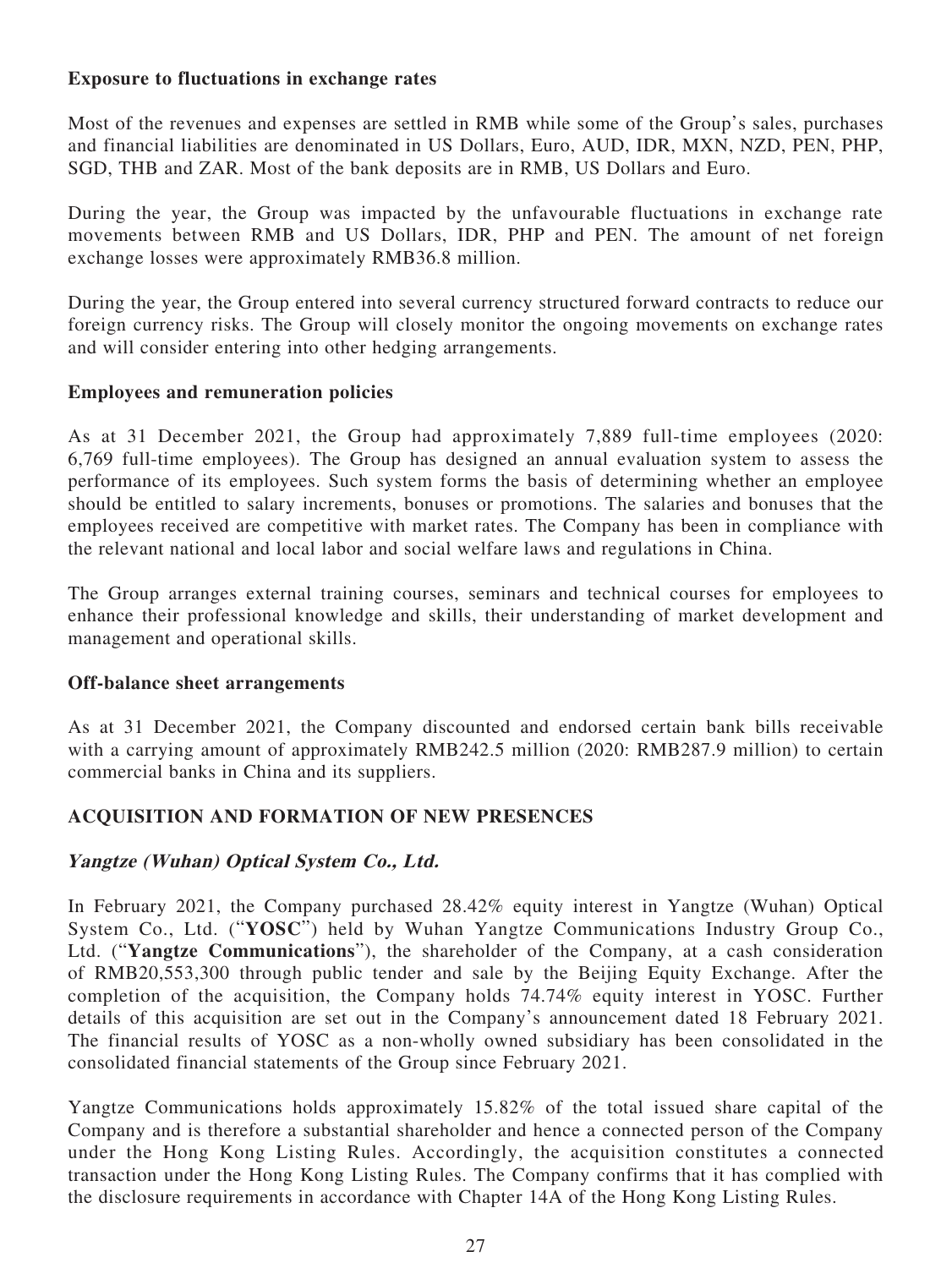**Exposure to fluctuations in exchange rates**

Most of the revenues and expenses are settled in RMB while some of the Group's sales, purchases and financial liabilities are denominated in US Dollars, Euro, AUD, IDR, MXN, NZD, PEN, PHP, SGD, THB and ZAR. Most of the bank deposits are in RMB, US Dollars and Euro.

During the year, the Group was impacted by the unfavourable fluctuations in exchange rate movements between RMB and US Dollars, IDR, PHP and PEN. The amount of net foreign exchange losses were approximately RMB36.8 million.

During the year, the Group entered into several currency structured forward contracts to reduce our foreign currency risks. The Group will closely monitor the ongoing movements on exchange rates and will consider entering into other hedging arrangements.

**Employees and remuneration policies**

As at 31 December 2021, the Group had approximately 7,889 full-time employees (2020: 6,769 full-time employees). The Group has designed an annual evaluation system to assess the performance of its employees. Such system forms the basis of determining whether an employee should be entitled to salary increments, bonuses or promotions. The salaries and bonuses that the employees received are competitive with market rates. The Company has been in compliance with the relevant national and local labor and social welfare laws and regulations in China.

The Group arranges external training courses, seminars and technical courses for employees to enhance their professional knowledge and skills, their understanding of market development and management and operational skills.

**Off-balance sheet arrangements**

As at 31 December 2021, the Company discounted and endorsed certain bank bills receivable with a carrying amount of approximately RMB242.5 million (2020: RMB287.9 million) to certain commercial banks in China and its suppliers.

## ACQUISITION AND FORMATION OF NEW PRESENCES

***Yangtze (Wuhan) Optical System Co., Ltd.***

In February 2021, the Company purchased 28.42% equity interest in Yangtze (Wuhan) Optical System Co., Ltd. ("**YOSC**") held by Wuhan Yangtze Communications Industry Group Co., Ltd. ("**Yangtze Communications**"), the shareholder of the Company, at a cash consideration of RMB20,553,300 through public tender and sale by the Beijing Equity Exchange. After the completion of the acquisition, the Company holds 74.74% equity interest in YOSC. Further details of this acquisition are set out in the Company's announcement dated 18 February 2021. The financial results of YOSC as a non-wholly owned subsidiary has been consolidated in the consolidated financial statements of the Group since February 2021.

Yangtze Communications holds approximately 15.82% of the total issued share capital of the Company and is therefore a substantial shareholder and hence a connected person of the Company under the Hong Kong Listing Rules. Accordingly, the acquisition constitutes a connected transaction under the Hong Kong Listing Rules. The Company confirms that it has complied with the disclosure requirements in accordance with Chapter 14A of the Hong Kong Listing Rules.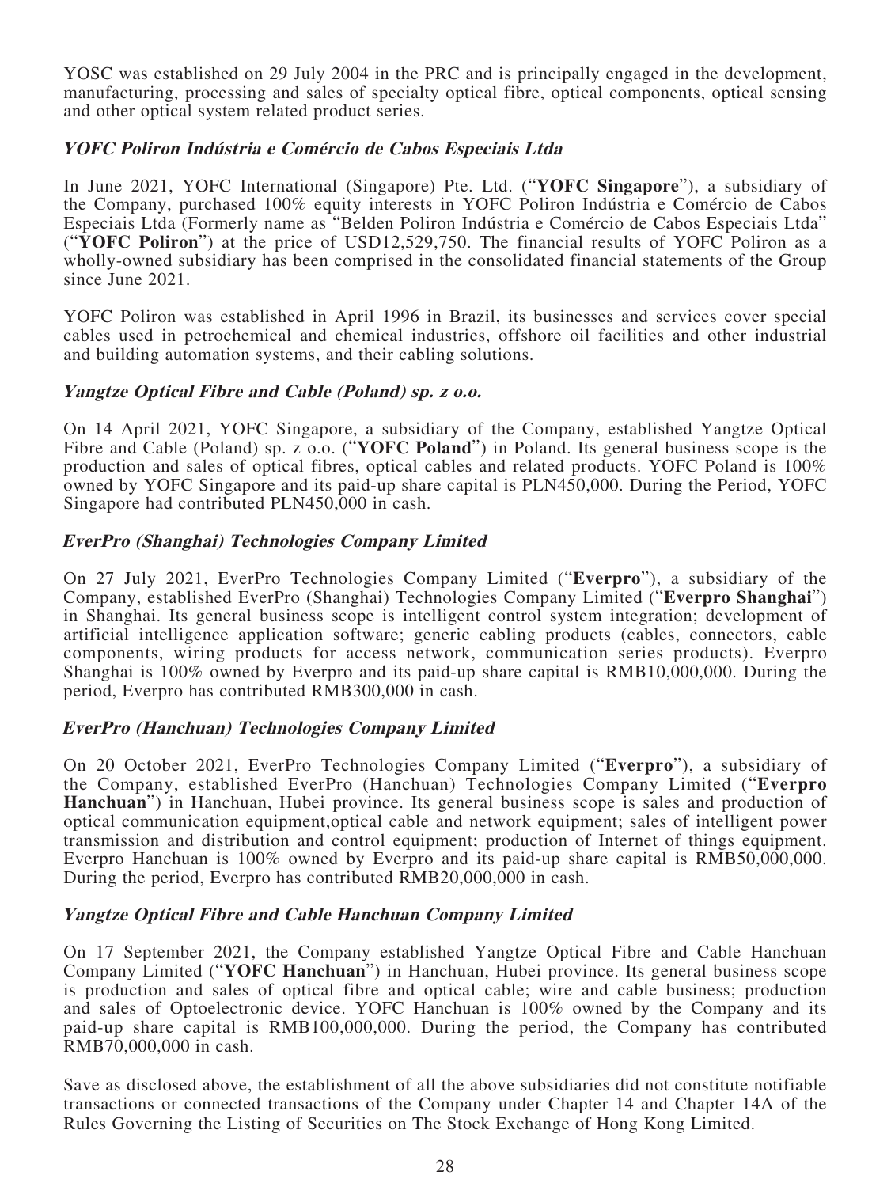YOSC was established on 29 July 2004 in the PRC and is principally engaged in the development, manufacturing, processing and sales of specialty optical fibre, optical components, optical sensing and other optical system related product series.

***YOFC Poliron Indústria e Comércio de Cabos Especiais Ltda***

In June 2021, YOFC International (Singapore) Pte. Ltd. ("**YOFC Singapore**"), a subsidiary of the Company, purchased 100% equity interests in YOFC Poliron Indústria e Comércio de Cabos Especiais Ltda (Formerly name as "Belden Poliron Indústria e Comércio de Cabos Especiais Ltda" ("**YOFC Poliron**") at the price of USD12,529,750. The financial results of YOFC Poliron as a wholly-owned subsidiary has been comprised in the consolidated financial statements of the Group since June 2021.

YOFC Poliron was established in April 1996 in Brazil, its businesses and services cover special cables used in petrochemical and chemical industries, offshore oil facilities and other industrial and building automation systems, and their cabling solutions.

***Yangtze Optical Fibre and Cable (Poland) sp. z o.o.***

On 14 April 2021, YOFC Singapore, a subsidiary of the Company, established Yangtze Optical Fibre and Cable (Poland) sp. z o.o. ("**YOFC Poland**") in Poland. Its general business scope is the production and sales of optical fibres, optical cables and related products. YOFC Poland is 100% owned by YOFC Singapore and its paid-up share capital is PLN450,000. During the Period, YOFC Singapore had contributed PLN450,000 in cash.

***EverPro (Shanghai) Technologies Company Limited***

On 27 July 2021, EverPro Technologies Company Limited ("**Everpro**"), a subsidiary of the Company, established EverPro (Shanghai) Technologies Company Limited ("**Everpro Shanghai**") in Shanghai. Its general business scope is intelligent control system integration; development of artificial intelligence application software; generic cabling products (cables, connectors, cable components, wiring products for access network, communication series products). Everpro Shanghai is 100% owned by Everpro and its paid-up share capital is RMB10,000,000. During the period, Everpro has contributed RMB300,000 in cash.

***EverPro (Hanchuan) Technologies Company Limited***

On 20 October 2021, EverPro Technologies Company Limited ("**Everpro**"), a subsidiary of the Company, established EverPro (Hanchuan) Technologies Company Limited ("**Everpro Hanchuan**") in Hanchuan, Hubei province. Its general business scope is sales and production of optical communication equipment,optical cable and network equipment; sales of intelligent power transmission and distribution and control equipment; production of Internet of things equipment. Everpro Hanchuan is 100% owned by Everpro and its paid-up share capital is RMB50,000,000. During the period, Everpro has contributed RMB20,000,000 in cash.

***Yangtze Optical Fibre and Cable Hanchuan Company Limited***

On 17 September 2021, the Company established Yangtze Optical Fibre and Cable Hanchuan Company Limited ("**YOFC Hanchuan**") in Hanchuan, Hubei province. Its general business scope is production and sales of optical fibre and optical cable; wire and cable business; production and sales of Optoelectronic device. YOFC Hanchuan is 100% owned by the Company and its paid-up share capital is RMB100,000,000. During the period, the Company has contributed RMB70,000,000 in cash.

Save as disclosed above, the establishment of all the above subsidiaries did not constitute notifiable transactions or connected transactions of the Company under Chapter 14 and Chapter 14A of the Rules Governing the Listing of Securities on The Stock Exchange of Hong Kong Limited.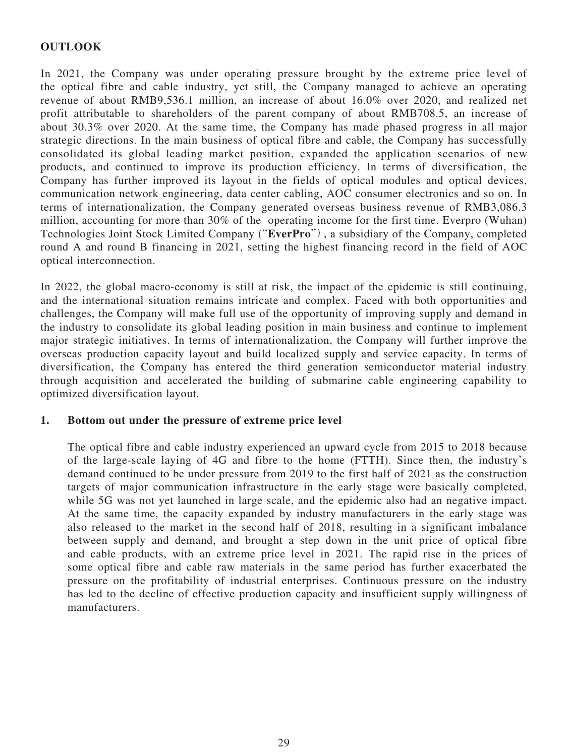## OUTLOOK

In 2021, the Company was under operating pressure brought by the extreme price level of the optical fibre and cable industry, yet still, the Company managed to achieve an operating revenue of about RMB9,536.1 million, an increase of about 16.0% over 2020, and realized net profit attributable to shareholders of the parent company of about RMB708.5, an increase of about 30.3% over 2020. At the same time, the Company has made phased progress in all major strategic directions. In the main business of optical fibre and cable, the Company has successfully consolidated its global leading market position, expanded the application scenarios of new products, and continued to improve its production efficiency. In terms of diversification, the Company has further improved its layout in the fields of optical modules and optical devices, communication network engineering, data center cabling, AOC consumer electronics and so on. In terms of internationalization, the Company generated overseas business revenue of RMB3,086.3 million, accounting for more than 30% of the operating income for the first time. Everpro (Wuhan) Technologies Joint Stock Limited Company ("**EverPro**"), a subsidiary of the Company, completed round A and round B financing in 2021, setting the highest financing record in the field of AOC optical interconnection.

In 2022, the global macro-economy is still at risk, the impact of the epidemic is still continuing, and the international situation remains intricate and complex. Faced with both opportunities and challenges, the Company will make full use of the opportunity of improving supply and demand in the industry to consolidate its global leading position in main business and continue to implement major strategic initiatives. In terms of internationalization, the Company will further improve the overseas production capacity layout and build localized supply and service capacity. In terms of diversification, the Company has entered the third generation semiconductor material industry through acquisition and accelerated the building of submarine cable engineering capability to optimized diversification layout.

### 1. Bottom out under the pressure of extreme price level

The optical fibre and cable industry experienced an upward cycle from 2015 to 2018 because of the large-scale laying of 4G and fibre to the home (FTTH). Since then, the industry's demand continued to be under pressure from 2019 to the first half of 2021 as the construction targets of major communication infrastructure in the early stage were basically completed, while 5G was not yet launched in large scale, and the epidemic also had an negative impact. At the same time, the capacity expanded by industry manufacturers in the early stage was also released to the market in the second half of 2018, resulting in a significant imbalance between supply and demand, and brought a step down in the unit price of optical fibre and cable products, with an extreme price level in 2021. The rapid rise in the prices of some optical fibre and cable raw materials in the same period has further exacerbated the pressure on the profitability of industrial enterprises. Continuous pressure on the industry has led to the decline of effective production capacity and insufficient supply willingness of manufacturers.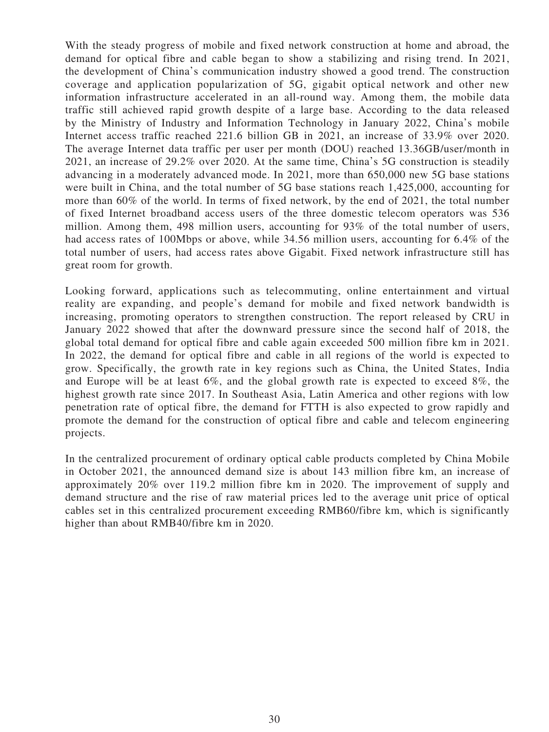With the steady progress of mobile and fixed network construction at home and abroad, the demand for optical fibre and cable began to show a stabilizing and rising trend. In 2021, the development of China's communication industry showed a good trend. The construction coverage and application popularization of 5G, gigabit optical network and other new information infrastructure accelerated in an all-round way. Among them, the mobile data traffic still achieved rapid growth despite of a large base. According to the data released by the Ministry of Industry and Information Technology in January 2022, China's mobile Internet access traffic reached 221.6 billion GB in 2021, an increase of 33.9% over 2020. The average Internet data traffic per user per month (DOU) reached 13.36GB/user/month in 2021, an increase of 29.2% over 2020. At the same time, China's 5G construction is steadily advancing in a moderately advanced mode. In 2021, more than 650,000 new 5G base stations were built in China, and the total number of 5G base stations reach 1,425,000, accounting for more than 60% of the world. In terms of fixed network, by the end of 2021, the total number of fixed Internet broadband access users of the three domestic telecom operators was 536 million. Among them, 498 million users, accounting for 93% of the total number of users, had access rates of 100Mbps or above, while 34.56 million users, accounting for 6.4% of the total number of users, had access rates above Gigabit. Fixed network infrastructure still has great room for growth.

Looking forward, applications such as telecommuting, online entertainment and virtual reality are expanding, and people's demand for mobile and fixed network bandwidth is increasing, promoting operators to strengthen construction. The report released by CRU in January 2022 showed that after the downward pressure since the second half of 2018, the global total demand for optical fibre and cable again exceeded 500 million fibre km in 2021. In 2022, the demand for optical fibre and cable in all regions of the world is expected to grow. Specifically, the growth rate in key regions such as China, the United States, India and Europe will be at least 6%, and the global growth rate is expected to exceed 8%, the highest growth rate since 2017. In Southeast Asia, Latin America and other regions with low penetration rate of optical fibre, the demand for FTTH is also expected to grow rapidly and promote the demand for the construction of optical fibre and cable and telecom engineering projects.

In the centralized procurement of ordinary optical cable products completed by China Mobile in October 2021, the announced demand size is about 143 million fibre km, an increase of approximately 20% over 119.2 million fibre km in 2020. The improvement of supply and demand structure and the rise of raw material prices led to the average unit price of optical cables set in this centralized procurement exceeding RMB60/fibre km, which is significantly higher than about RMB40/fibre km in 2020.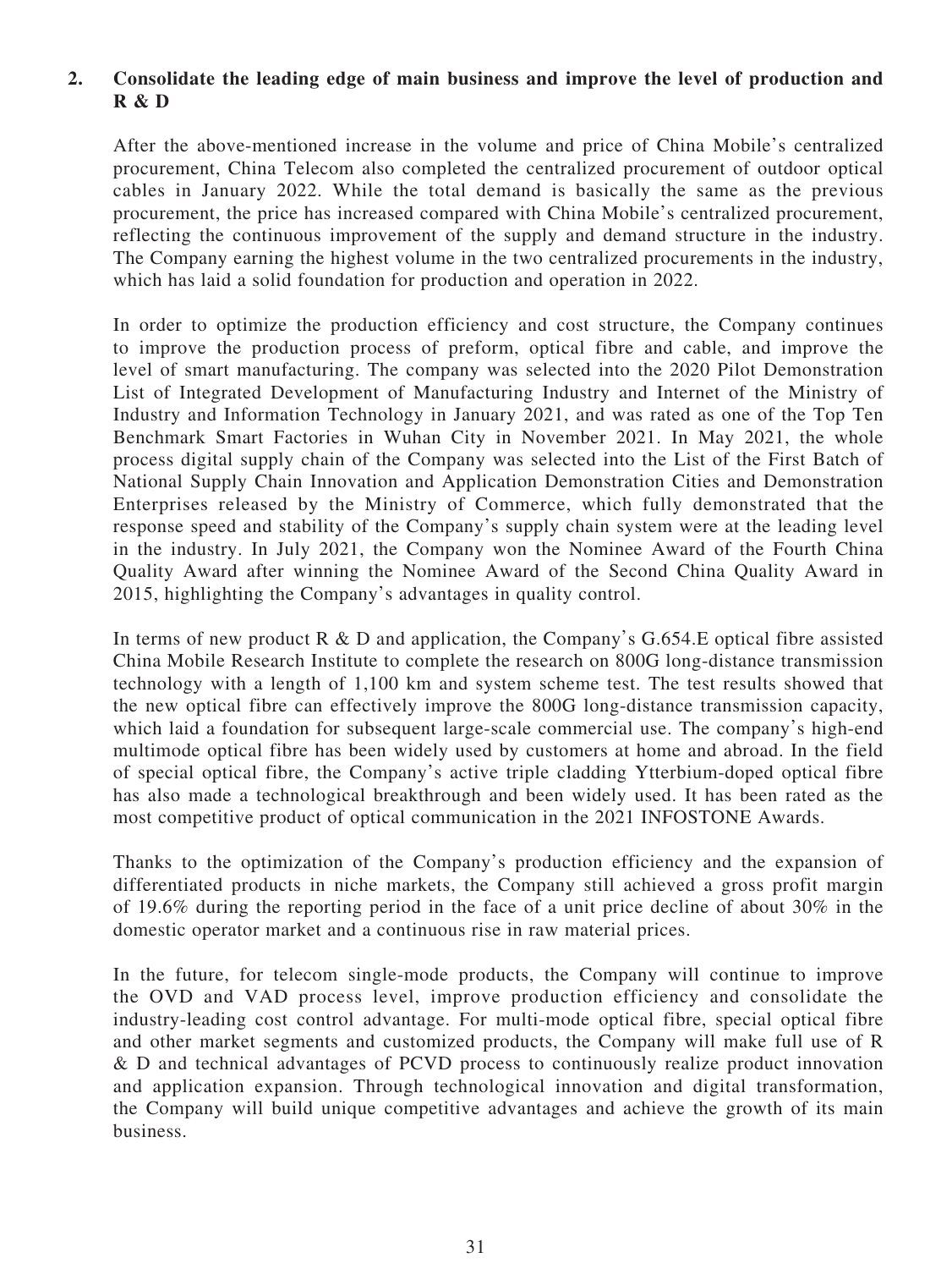## 2. Consolidate the leading edge of main business and improve the level of production and R & D

After the above-mentioned increase in the volume and price of China Mobile's centralized procurement, China Telecom also completed the centralized procurement of outdoor optical cables in January 2022. While the total demand is basically the same as the previous procurement, the price has increased compared with China Mobile's centralized procurement, reflecting the continuous improvement of the supply and demand structure in the industry. The Company earning the highest volume in the two centralized procurements in the industry, which has laid a solid foundation for production and operation in 2022.

In order to optimize the production efficiency and cost structure, the Company continues to improve the production process of preform, optical fibre and cable, and improve the level of smart manufacturing. The company was selected into the 2020 Pilot Demonstration List of Integrated Development of Manufacturing Industry and Internet of the Ministry of Industry and Information Technology in January 2021, and was rated as one of the Top Ten Benchmark Smart Factories in Wuhan City in November 2021. In May 2021, the whole process digital supply chain of the Company was selected into the List of the First Batch of National Supply Chain Innovation and Application Demonstration Cities and Demonstration Enterprises released by the Ministry of Commerce, which fully demonstrated that the response speed and stability of the Company's supply chain system were at the leading level in the industry. In July 2021, the Company won the Nominee Award of the Fourth China Quality Award after winning the Nominee Award of the Second China Quality Award in 2015, highlighting the Company's advantages in quality control.

In terms of new product R & D and application, the Company's G.654.E optical fibre assisted China Mobile Research Institute to complete the research on 800G long-distance transmission technology with a length of 1,100 km and system scheme test. The test results showed that the new optical fibre can effectively improve the 800G long-distance transmission capacity, which laid a foundation for subsequent large-scale commercial use. The company's high-end multimode optical fibre has been widely used by customers at home and abroad. In the field of special optical fibre, the Company's active triple cladding Ytterbium-doped optical fibre has also made a technological breakthrough and been widely used. It has been rated as the most competitive product of optical communication in the 2021 INFOSTONE Awards.

Thanks to the optimization of the Company's production efficiency and the expansion of differentiated products in niche markets, the Company still achieved a gross profit margin of 19.6% during the reporting period in the face of a unit price decline of about 30% in the domestic operator market and a continuous rise in raw material prices.

In the future, for telecom single-mode products, the Company will continue to improve the OVD and VAD process level, improve production efficiency and consolidate the industry-leading cost control advantage. For multi-mode optical fibre, special optical fibre and other market segments and customized products, the Company will make full use of R & D and technical advantages of PCVD process to continuously realize product innovation and application expansion. Through technological innovation and digital transformation, the Company will build unique competitive advantages and achieve the growth of its main business.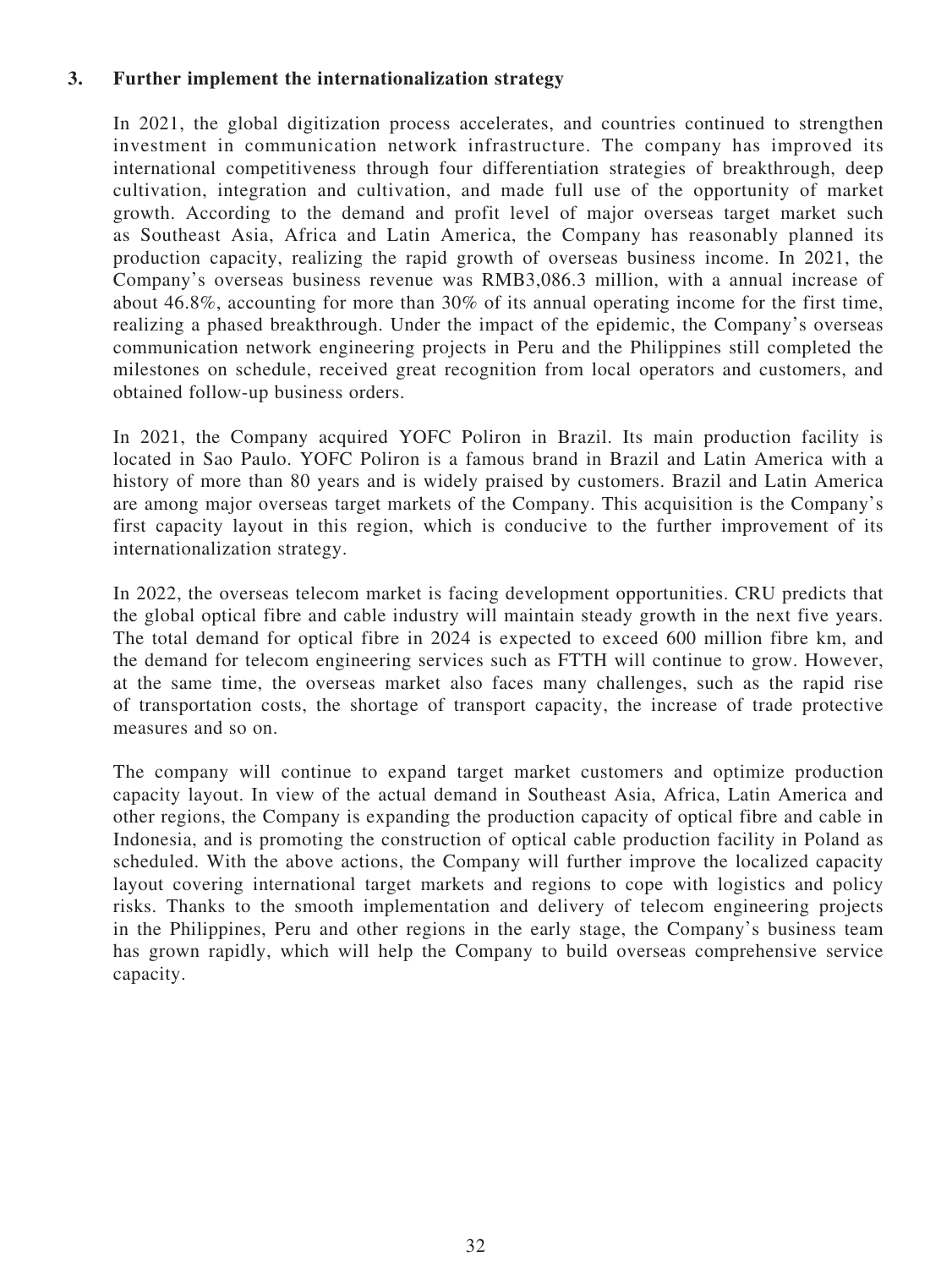### 3. Further implement the internationalization strategy

In 2021, the global digitization process accelerates, and countries continued to strengthen investment in communication network infrastructure. The company has improved its international competitiveness through four differentiation strategies of breakthrough, deep cultivation, integration and cultivation, and made full use of the opportunity of market growth. According to the demand and profit level of major overseas target market such as Southeast Asia, Africa and Latin America, the Company has reasonably planned its production capacity, realizing the rapid growth of overseas business income. In 2021, the Company's overseas business revenue was RMB3,086.3 million, with a annual increase of about 46.8%, accounting for more than 30% of its annual operating income for the first time, realizing a phased breakthrough. Under the impact of the epidemic, the Company's overseas communication network engineering projects in Peru and the Philippines still completed the milestones on schedule, received great recognition from local operators and customers, and obtained follow-up business orders.

In 2021, the Company acquired YOFC Poliron in Brazil. Its main production facility is located in Sao Paulo. YOFC Poliron is a famous brand in Brazil and Latin America with a history of more than 80 years and is widely praised by customers. Brazil and Latin America are among major overseas target markets of the Company. This acquisition is the Company's first capacity layout in this region, which is conducive to the further improvement of its internationalization strategy.

In 2022, the overseas telecom market is facing development opportunities. CRU predicts that the global optical fibre and cable industry will maintain steady growth in the next five years. The total demand for optical fibre in 2024 is expected to exceed 600 million fibre km, and the demand for telecom engineering services such as FTTH will continue to grow. However, at the same time, the overseas market also faces many challenges, such as the rapid rise of transportation costs, the shortage of transport capacity, the increase of trade protective measures and so on.

The company will continue to expand target market customers and optimize production capacity layout. In view of the actual demand in Southeast Asia, Africa, Latin America and other regions, the Company is expanding the production capacity of optical fibre and cable in Indonesia, and is promoting the construction of optical cable production facility in Poland as scheduled. With the above actions, the Company will further improve the localized capacity layout covering international target markets and regions to cope with logistics and policy risks. Thanks to the smooth implementation and delivery of telecom engineering projects in the Philippines, Peru and other regions in the early stage, the Company's business team has grown rapidly, which will help the Company to build overseas comprehensive service capacity.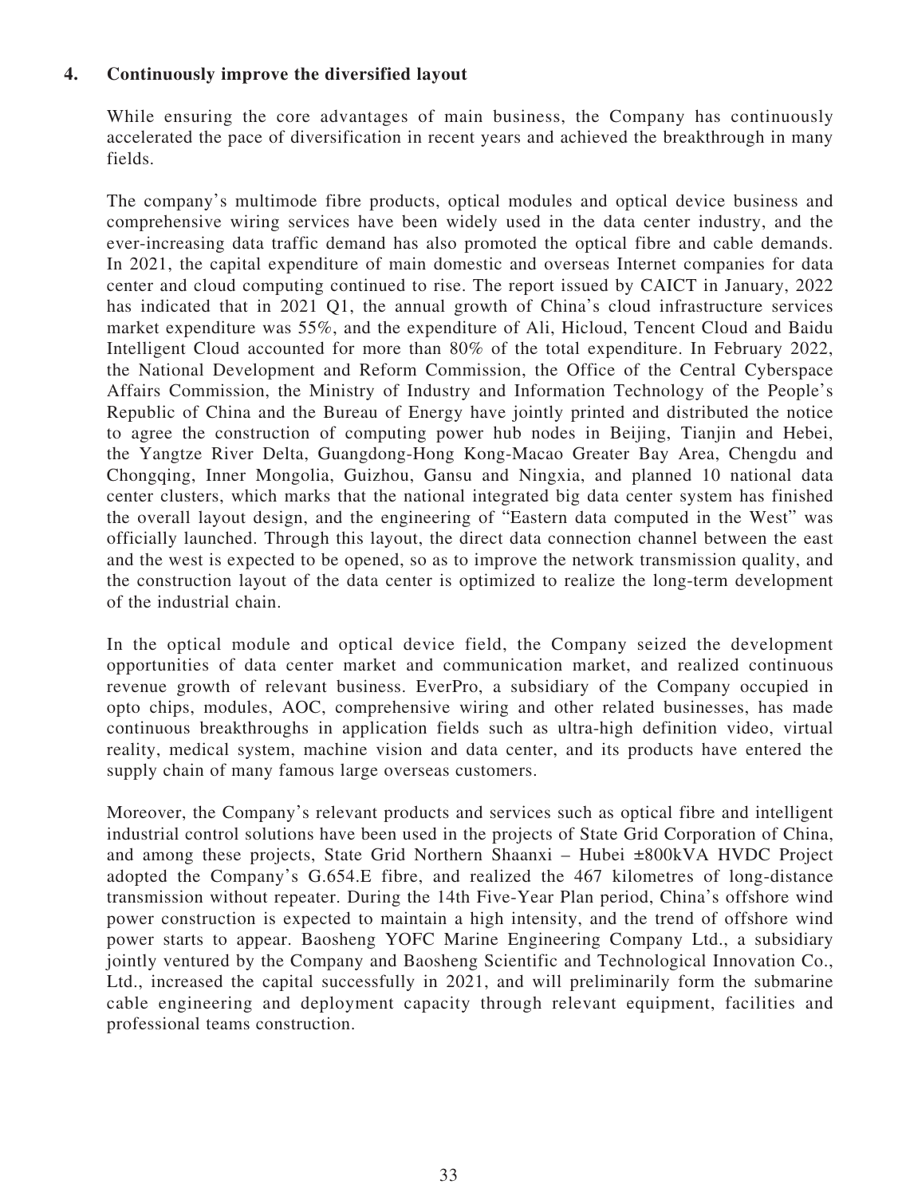**4. Continuously improve the diversified layout**

While ensuring the core advantages of main business, the Company has continuously accelerated the pace of diversification in recent years and achieved the breakthrough in many fields.

The company's multimode fibre products, optical modules and optical device business and comprehensive wiring services have been widely used in the data center industry, and the ever-increasing data traffic demand has also promoted the optical fibre and cable demands. In 2021, the capital expenditure of main domestic and overseas Internet companies for data center and cloud computing continued to rise. The report issued by CAICT in January, 2022 has indicated that in 2021 Q1, the annual growth of China's cloud infrastructure services market expenditure was 55%, and the expenditure of Ali, Hicloud, Tencent Cloud and Baidu Intelligent Cloud accounted for more than 80% of the total expenditure. In February 2022, the National Development and Reform Commission, the Office of the Central Cyberspace Affairs Commission, the Ministry of Industry and Information Technology of the People's Republic of China and the Bureau of Energy have jointly printed and distributed the notice to agree the construction of computing power hub nodes in Beijing, Tianjin and Hebei, the Yangtze River Delta, Guangdong-Hong Kong-Macao Greater Bay Area, Chengdu and Chongqing, Inner Mongolia, Guizhou, Gansu and Ningxia, and planned 10 national data center clusters, which marks that the national integrated big data center system has finished the overall layout design, and the engineering of "Eastern data computed in the West" was officially launched. Through this layout, the direct data connection channel between the east and the west is expected to be opened, so as to improve the network transmission quality, and the construction layout of the data center is optimized to realize the long-term development of the industrial chain.

In the optical module and optical device field, the Company seized the development opportunities of data center market and communication market, and realized continuous revenue growth of relevant business. EverPro, a subsidiary of the Company occupied in opto chips, modules, AOC, comprehensive wiring and other related businesses, has made continuous breakthroughs in application fields such as ultra-high definition video, virtual reality, medical system, machine vision and data center, and its products have entered the supply chain of many famous large overseas customers.

Moreover, the Company's relevant products and services such as optical fibre and intelligent industrial control solutions have been used in the projects of State Grid Corporation of China, and among these projects, State Grid Northern Shaanxi – Hubei ±800kVA HVDC Project adopted the Company's G.654.E fibre, and realized the 467 kilometres of long-distance transmission without repeater. During the 14th Five-Year Plan period, China's offshore wind power construction is expected to maintain a high intensity, and the trend of offshore wind power starts to appear. Baosheng YOFC Marine Engineering Company Ltd., a subsidiary jointly ventured by the Company and Baosheng Scientific and Technological Innovation Co., Ltd., increased the capital successfully in 2021, and will preliminarily form the submarine cable engineering and deployment capacity through relevant equipment, facilities and professional teams construction.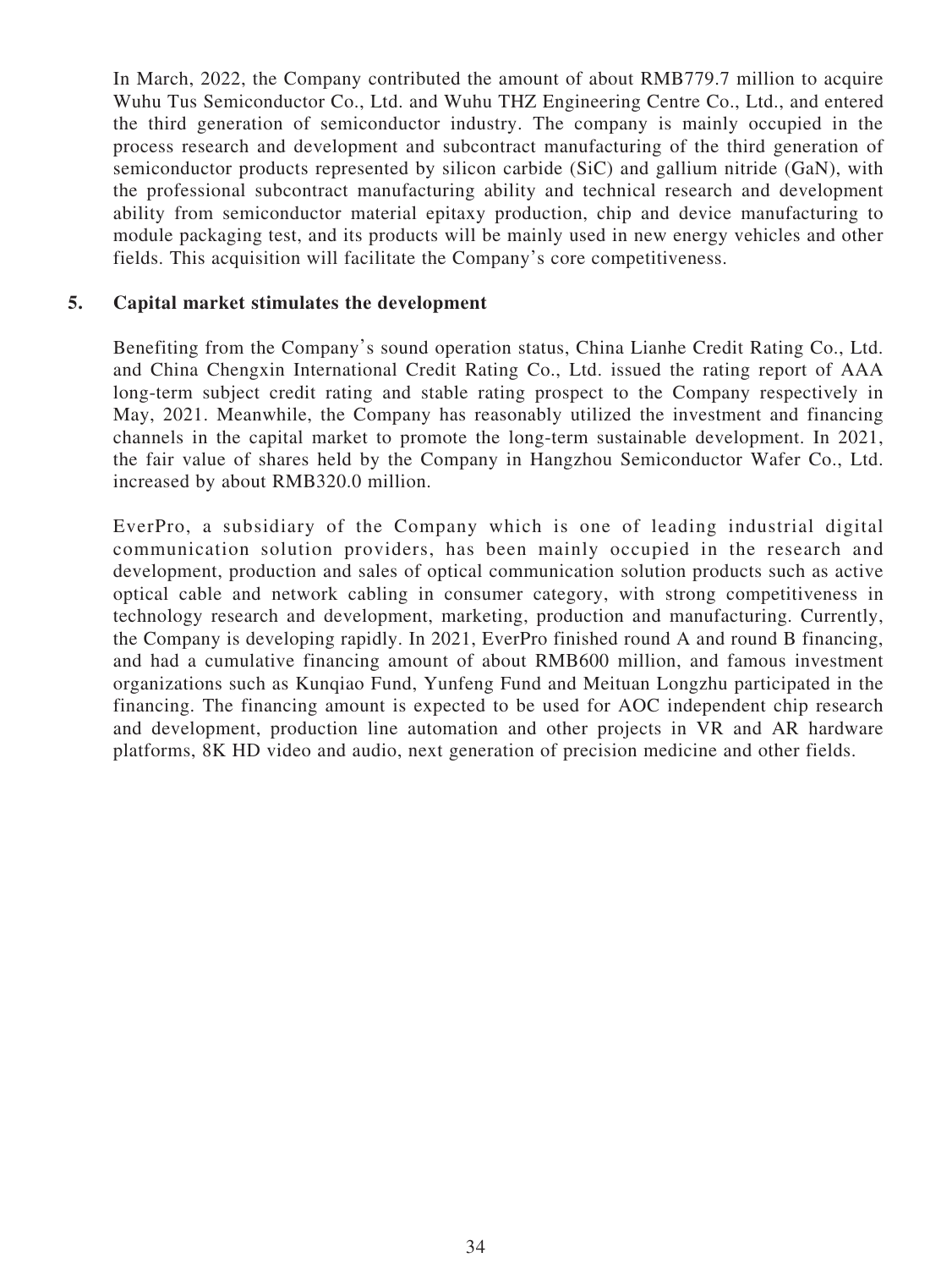In March, 2022, the Company contributed the amount of about RMB779.7 million to acquire Wuhu Tus Semiconductor Co., Ltd. and Wuhu THZ Engineering Centre Co., Ltd., and entered the third generation of semiconductor industry. The company is mainly occupied in the process research and development and subcontract manufacturing of the third generation of semiconductor products represented by silicon carbide (SiC) and gallium nitride (GaN), with the professional subcontract manufacturing ability and technical research and development ability from semiconductor material epitaxy production, chip and device manufacturing to module packaging test, and its products will be mainly used in new energy vehicles and other fields. This acquisition will facilitate the Company's core competitiveness.

## 5. Capital market stimulates the development

Benefiting from the Company's sound operation status, China Lianhe Credit Rating Co., Ltd. and China Chengxin International Credit Rating Co., Ltd. issued the rating report of AAA long-term subject credit rating and stable rating prospect to the Company respectively in May, 2021. Meanwhile, the Company has reasonably utilized the investment and financing channels in the capital market to promote the long-term sustainable development. In 2021, the fair value of shares held by the Company in Hangzhou Semiconductor Wafer Co., Ltd. increased by about RMB320.0 million.

EverPro, a subsidiary of the Company which is one of leading industrial digital communication solution providers, has been mainly occupied in the research and development, production and sales of optical communication solution products such as active optical cable and network cabling in consumer category, with strong competitiveness in technology research and development, marketing, production and manufacturing. Currently, the Company is developing rapidly. In 2021, EverPro finished round A and round B financing, and had a cumulative financing amount of about RMB600 million, and famous investment organizations such as Kunqiao Fund, Yunfeng Fund and Meituan Longzhu participated in the financing. The financing amount is expected to be used for AOC independent chip research and development, production line automation and other projects in VR and AR hardware platforms, 8K HD video and audio, next generation of precision medicine and other fields.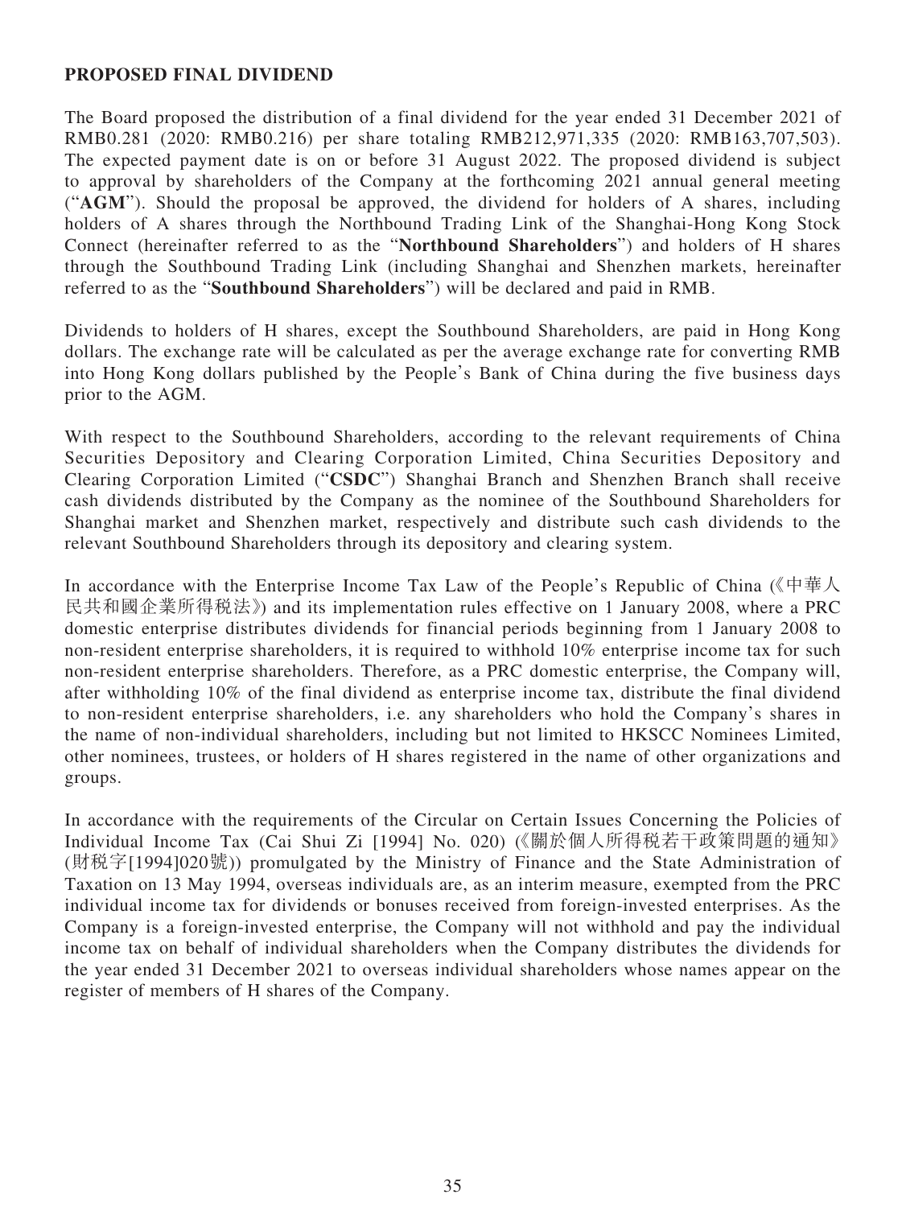**PROPOSED FINAL DIVIDEND**

The Board proposed the distribution of a final dividend for the year ended 31 December 2021 of RMB0.281 (2020: RMB0.216) per share totaling RMB212,971,335 (2020: RMB163,707,503). The expected payment date is on or before 31 August 2022. The proposed dividend is subject to approval by shareholders of the Company at the forthcoming 2021 annual general meeting ("**AGM**"). Should the proposal be approved, the dividend for holders of A shares, including holders of A shares through the Northbound Trading Link of the Shanghai-Hong Kong Stock Connect (hereinafter referred to as the "**Northbound Shareholders**") and holders of H shares through the Southbound Trading Link (including Shanghai and Shenzhen markets, hereinafter referred to as the "**Southbound Shareholders**") will be declared and paid in RMB.

Dividends to holders of H shares, except the Southbound Shareholders, are paid in Hong Kong dollars. The exchange rate will be calculated as per the average exchange rate for converting RMB into Hong Kong dollars published by the People's Bank of China during the five business days prior to the AGM.

With respect to the Southbound Shareholders, according to the relevant requirements of China Securities Depository and Clearing Corporation Limited, China Securities Depository and Clearing Corporation Limited ("**CSDC**") Shanghai Branch and Shenzhen Branch shall receive cash dividends distributed by the Company as the nominee of the Southbound Shareholders for Shanghai market and Shenzhen market, respectively and distribute such cash dividends to the relevant Southbound Shareholders through its depository and clearing system.

In accordance with the Enterprise Income Tax Law of the People's Republic of China (《中華人民共和國企業所得稅法》) and its implementation rules effective on 1 January 2008, where a PRC domestic enterprise distributes dividends for financial periods beginning from 1 January 2008 to non-resident enterprise shareholders, it is required to withhold 10% enterprise income tax for such non-resident enterprise shareholders. Therefore, as a PRC domestic enterprise, the Company will, after withholding 10% of the final dividend as enterprise income tax, distribute the final dividend to non-resident enterprise shareholders, i.e. any shareholders who hold the Company's shares in the name of non-individual shareholders, including but not limited to HKSCC Nominees Limited, other nominees, trustees, or holders of H shares registered in the name of other organizations and groups.

In accordance with the requirements of the Circular on Certain Issues Concerning the Policies of Individual Income Tax (Cai Shui Zi [1994] No. 020) (《關於個人所得稅若干政策問題的通知》(財稅字[1994]020號)) promulgated by the Ministry of Finance and the State Administration of Taxation on 13 May 1994, overseas individuals are, as an interim measure, exempted from the PRC individual income tax for dividends or bonuses received from foreign-invested enterprises. As the Company is a foreign-invested enterprise, the Company will not withhold and pay the individual income tax on behalf of individual shareholders when the Company distributes the dividends for the year ended 31 December 2021 to overseas individual shareholders whose names appear on the register of members of H shares of the Company.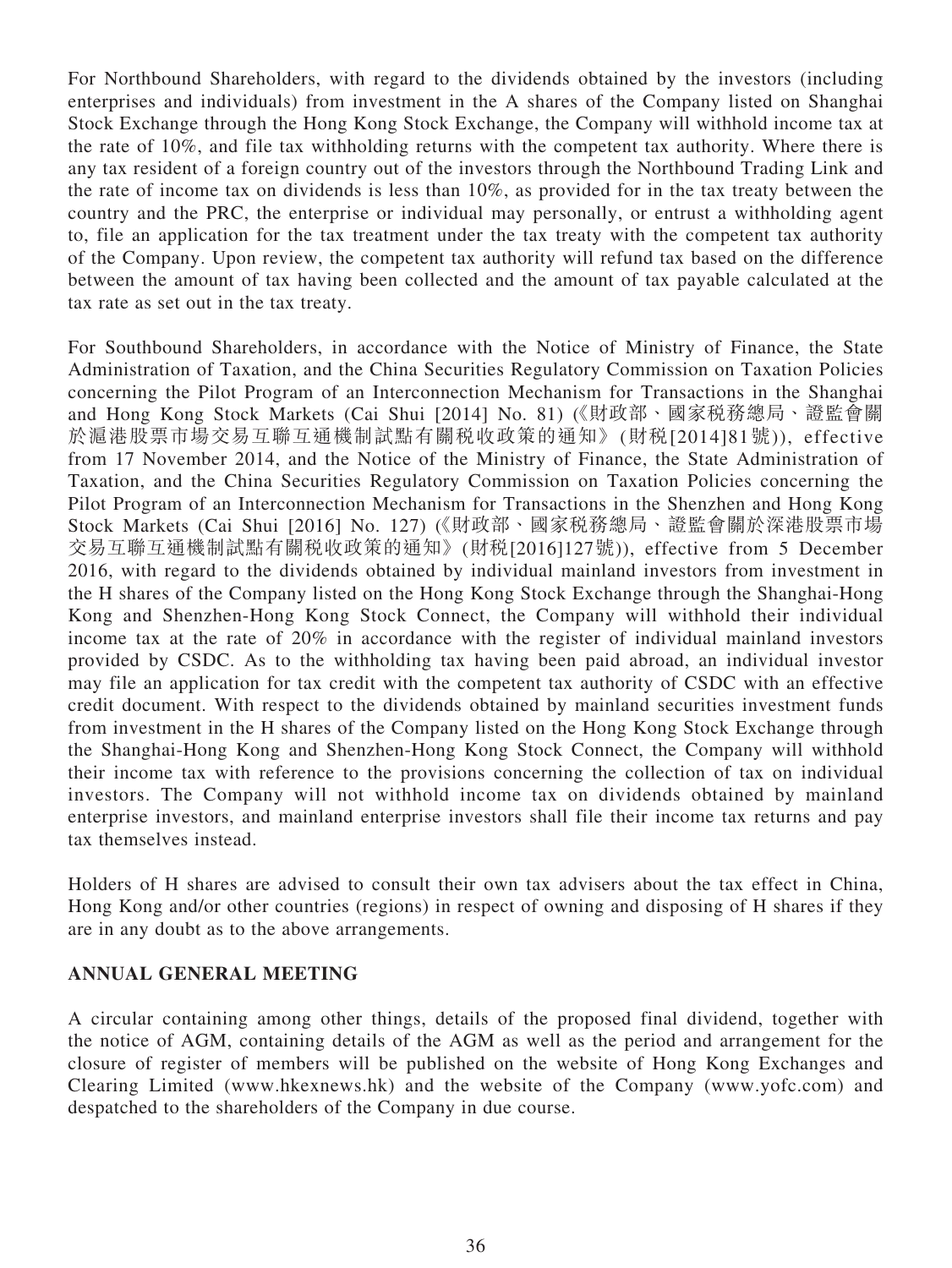For Northbound Shareholders, with regard to the dividends obtained by the investors (including enterprises and individuals) from investment in the A shares of the Company listed on Shanghai Stock Exchange through the Hong Kong Stock Exchange, the Company will withhold income tax at the rate of 10%, and file tax withholding returns with the competent tax authority. Where there is any tax resident of a foreign country out of the investors through the Northbound Trading Link and the rate of income tax on dividends is less than 10%, as provided for in the tax treaty between the country and the PRC, the enterprise or individual may personally, or entrust a withholding agent to, file an application for the tax treatment under the tax treaty with the competent tax authority of the Company. Upon review, the competent tax authority will refund tax based on the difference between the amount of tax having been collected and the amount of tax payable calculated at the tax rate as set out in the tax treaty.

For Southbound Shareholders, in accordance with the Notice of Ministry of Finance, the State Administration of Taxation, and the China Securities Regulatory Commission on Taxation Policies concerning the Pilot Program of an Interconnection Mechanism for Transactions in the Shanghai and Hong Kong Stock Markets (Cai Shui [2014] No. 81) (《財政部、國家税務總局、證監會關於滬港股票市場交易互聯互通機制試點有關税收政策的通知》(財税[2014]81號)), effective from 17 November 2014, and the Notice of the Ministry of Finance, the State Administration of Taxation, and the China Securities Regulatory Commission on Taxation Policies concerning the Pilot Program of an Interconnection Mechanism for Transactions in the Shenzhen and Hong Kong Stock Markets (Cai Shui [2016] No. 127) (《財政部、國家税務總局、證監會關於深港股票市場交易互聯互通機制試點有關税收政策的通知》(財税[2016]127號)), effective from 5 December 2016, with regard to the dividends obtained by individual mainland investors from investment in the H shares of the Company listed on the Hong Kong Stock Exchange through the Shanghai-Hong Kong and Shenzhen-Hong Kong Stock Connect, the Company will withhold their individual income tax at the rate of 20% in accordance with the register of individual mainland investors provided by CSDC. As to the withholding tax having been paid abroad, an individual investor may file an application for tax credit with the competent tax authority of CSDC with an effective credit document. With respect to the dividends obtained by mainland securities investment funds from investment in the H shares of the Company listed on the Hong Kong Stock Exchange through the Shanghai-Hong Kong and Shenzhen-Hong Kong Stock Connect, the Company will withhold their income tax with reference to the provisions concerning the collection of tax on individual investors. The Company will not withhold income tax on dividends obtained by mainland enterprise investors, and mainland enterprise investors shall file their income tax returns and pay tax themselves instead.

Holders of H shares are advised to consult their own tax advisers about the tax effect in China, Hong Kong and/or other countries (regions) in respect of owning and disposing of H shares if they are in any doubt as to the above arrangements.

## ANNUAL GENERAL MEETING

A circular containing among other things, details of the proposed final dividend, together with the notice of AGM, containing details of the AGM as well as the period and arrangement for the closure of register of members will be published on the website of Hong Kong Exchanges and Clearing Limited (www.hkexnews.hk) and the website of the Company (www.yofc.com) and despatched to the shareholders of the Company in due course.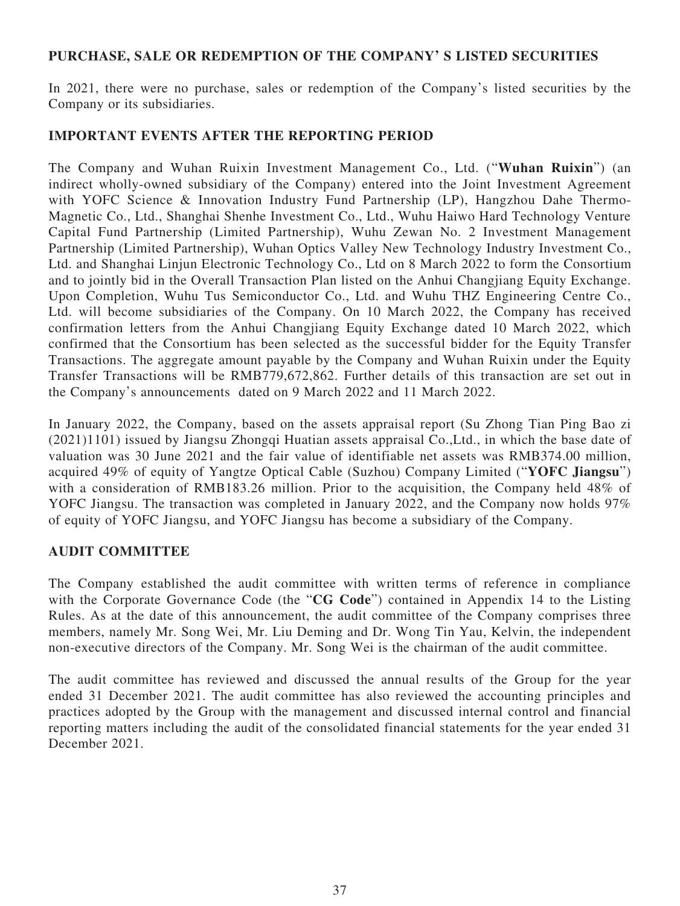## PURCHASE, SALE OR REDEMPTION OF THE COMPANY' S LISTED SECURITIES

In 2021, there were no purchase, sales or redemption of the Company's listed securities by the Company or its subsidiaries.

## IMPORTANT EVENTS AFTER THE REPORTING PERIOD

The Company and Wuhan Ruixin Investment Management Co., Ltd. ("**Wuhan Ruixin**") (an indirect wholly-owned subsidiary of the Company) entered into the Joint Investment Agreement with YOFC Science & Innovation Industry Fund Partnership (LP), Hangzhou Dahe Thermo-Magnetic Co., Ltd., Shanghai Shenhe Investment Co., Ltd., Wuhu Haiwo Hard Technology Venture Capital Fund Partnership (Limited Partnership), Wuhu Zewan No. 2 Investment Management Partnership (Limited Partnership), Wuhan Optics Valley New Technology Industry Investment Co., Ltd. and Shanghai Linjun Electronic Technology Co., Ltd on 8 March 2022 to form the Consortium and to jointly bid in the Overall Transaction Plan listed on the Anhui Changjiang Equity Exchange. Upon Completion, Wuhu Tus Semiconductor Co., Ltd. and Wuhu THZ Engineering Centre Co., Ltd. will become subsidiaries of the Company. On 10 March 2022, the Company has received confirmation letters from the Anhui Changjiang Equity Exchange dated 10 March 2022, which confirmed that the Consortium has been selected as the successful bidder for the Equity Transfer Transactions. The aggregate amount payable by the Company and Wuhan Ruixin under the Equity Transfer Transactions will be RMB779,672,862. Further details of this transaction are set out in the Company's announcements dated on 9 March 2022 and 11 March 2022.

In January 2022, the Company, based on the assets appraisal report (Su Zhong Tian Ping Bao zi (2021)1101) issued by Jiangsu Zhongqi Huatian assets appraisal Co.,Ltd., in which the base date of valuation was 30 June 2021 and the fair value of identifiable net assets was RMB374.00 million, acquired 49% of equity of Yangtze Optical Cable (Suzhou) Company Limited ("**YOFC Jiangsu**") with a consideration of RMB183.26 million. Prior to the acquisition, the Company held 48% of YOFC Jiangsu. The transaction was completed in January 2022, and the Company now holds 97% of equity of YOFC Jiangsu, and YOFC Jiangsu has become a subsidiary of the Company.

## AUDIT COMMITTEE

The Company established the audit committee with written terms of reference in compliance with the Corporate Governance Code (the "**CG Code**") contained in Appendix 14 to the Listing Rules. As at the date of this announcement, the audit committee of the Company comprises three members, namely Mr. Song Wei, Mr. Liu Deming and Dr. Wong Tin Yau, Kelvin, the independent non-executive directors of the Company. Mr. Song Wei is the chairman of the audit committee.

The audit committee has reviewed and discussed the annual results of the Group for the year ended 31 December 2021. The audit committee has also reviewed the accounting principles and practices adopted by the Group with the management and discussed internal control and financial reporting matters including the audit of the consolidated financial statements for the year ended 31 December 2021.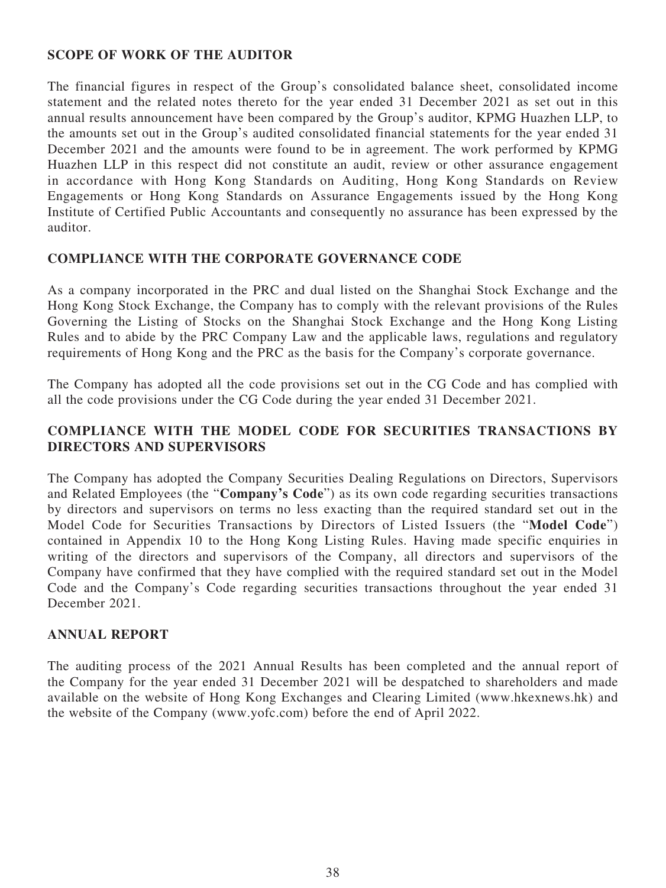## SCOPE OF WORK OF THE AUDITOR

The financial figures in respect of the Group's consolidated balance sheet, consolidated income statement and the related notes thereto for the year ended 31 December 2021 as set out in this annual results announcement have been compared by the Group's auditor, KPMG Huazhen LLP, to the amounts set out in the Group's audited consolidated financial statements for the year ended 31 December 2021 and the amounts were found to be in agreement. The work performed by KPMG Huazhen LLP in this respect did not constitute an audit, review or other assurance engagement in accordance with Hong Kong Standards on Auditing, Hong Kong Standards on Review Engagements or Hong Kong Standards on Assurance Engagements issued by the Hong Kong Institute of Certified Public Accountants and consequently no assurance has been expressed by the auditor.

## COMPLIANCE WITH THE CORPORATE GOVERNANCE CODE

As a company incorporated in the PRC and dual listed on the Shanghai Stock Exchange and the Hong Kong Stock Exchange, the Company has to comply with the relevant provisions of the Rules Governing the Listing of Stocks on the Shanghai Stock Exchange and the Hong Kong Listing Rules and to abide by the PRC Company Law and the applicable laws, regulations and regulatory requirements of Hong Kong and the PRC as the basis for the Company's corporate governance.

The Company has adopted all the code provisions set out in the CG Code and has complied with all the code provisions under the CG Code during the year ended 31 December 2021.

## COMPLIANCE WITH THE MODEL CODE FOR SECURITIES TRANSACTIONS BY DIRECTORS AND SUPERVISORS

The Company has adopted the Company Securities Dealing Regulations on Directors, Supervisors and Related Employees (the "**Company's Code**") as its own code regarding securities transactions by directors and supervisors on terms no less exacting than the required standard set out in the Model Code for Securities Transactions by Directors of Listed Issuers (the "**Model Code**") contained in Appendix 10 to the Hong Kong Listing Rules. Having made specific enquiries in writing of the directors and supervisors of the Company, all directors and supervisors of the Company have confirmed that they have complied with the required standard set out in the Model Code and the Company's Code regarding securities transactions throughout the year ended 31 December 2021.

## ANNUAL REPORT

The auditing process of the 2021 Annual Results has been completed and the annual report of the Company for the year ended 31 December 2021 will be despatched to shareholders and made available on the website of Hong Kong Exchanges and Clearing Limited (www.hkexnews.hk) and the website of the Company (www.yofc.com) before the end of April 2022.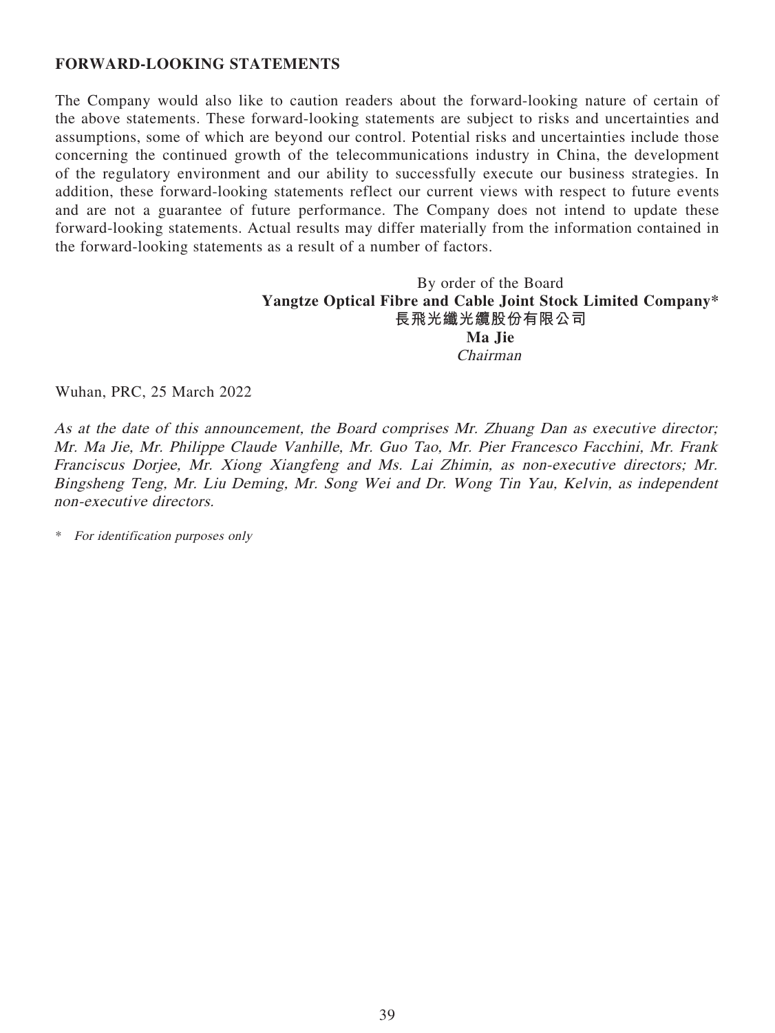## FORWARD-LOOKING STATEMENTS

The Company would also like to caution readers about the forward-looking nature of certain of the above statements. These forward-looking statements are subject to risks and uncertainties and assumptions, some of which are beyond our control. Potential risks and uncertainties include those concerning the continued growth of the telecommunications industry in China, the development of the regulatory environment and our ability to successfully execute our business strategies. In addition, these forward-looking statements reflect our current views with respect to future events and are not a guarantee of future performance. The Company does not intend to update these forward-looking statements. Actual results may differ materially from the information contained in the forward-looking statements as a result of a number of factors.

By order of the Board
**Yangtze Optical Fibre and Cable Joint Stock Limited Company***
**長飛光纖光纜股份有限公司**
**Ma Jie**
*Chairman*

Wuhan, PRC, 25 March 2022

*As at the date of this announcement, the Board comprises Mr. Zhuang Dan as executive director; Mr. Ma Jie, Mr. Philippe Claude Vanhille, Mr. Guo Tao, Mr. Pier Francesco Facchini, Mr. Frank Franciscus Dorjee, Mr. Xiong Xiangfeng and Ms. Lai Zhimin, as non-executive directors; Mr. Bingsheng Teng, Mr. Liu Deming, Mr. Song Wei and Dr. Wong Tin Yau, Kelvin, as independent non-executive directors.*

\* *For identification purposes only*